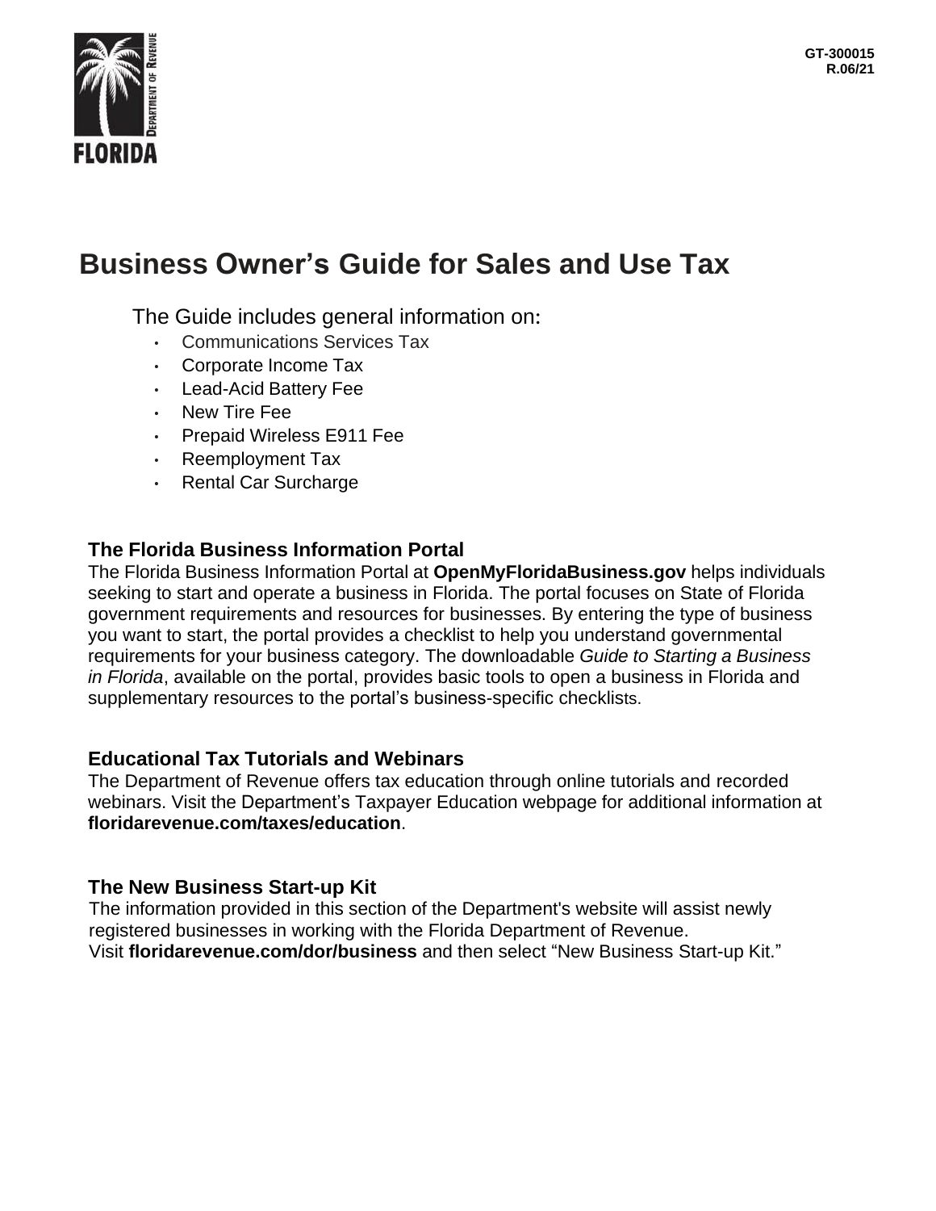FLORIDA

DEPARTMENT OF REVENUE

GT-300015
R.06/21

# Business Owner's Guide for Sales and Use Tax

The Guide includes general information on:

- Communications Services Tax
- Corporate Income Tax
- Lead-Acid Battery Fee
- New Tire Fee
- Prepaid Wireless E911 Fee
- Reemployment Tax
- Rental Car Surcharge

## The Florida Business Information Portal

The Florida Business Information Portal at **OpenMyFloridaBusiness.gov** helps individuals seeking to start and operate a business in Florida. The portal focuses on State of Florida government requirements and resources for businesses. By entering the type of business you want to start, the portal provides a checklist to help you understand governmental requirements for your business category. The downloadable *Guide to Starting a Business in Florida*, available on the portal, provides basic tools to open a business in Florida and supplementary resources to the portal's business-specific checklists.

## Educational Tax Tutorials and Webinars

The Department of Revenue offers tax education through online tutorials and recorded webinars. Visit the Department's Taxpayer Education webpage for additional information at **floridarevenue.com/taxes/education**.

## The New Business Start-up Kit

The information provided in this section of the Department's website will assist newly registered businesses in working with the Florida Department of Revenue. Visit **floridarevenue.com/dor/business** and then select "New Business Start-up Kit."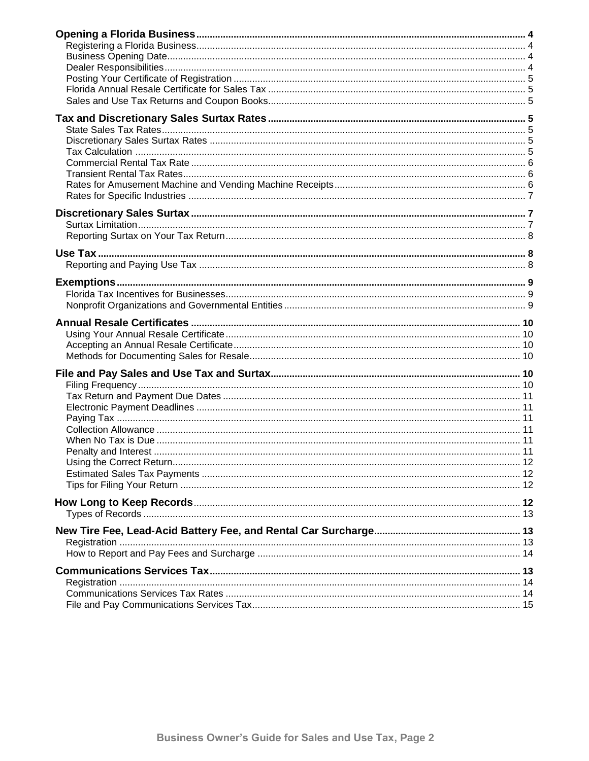**Opening a Florida Business** .......... 4
- Registering a Florida Business .......... 4
- Business Opening Date .......... 4
- Dealer Responsibilities .......... 4
- Posting Your Certificate of Registration .......... 5
- Florida Annual Resale Certificate for Sales Tax .......... 5
- Sales and Use Tax Returns and Coupon Books .......... 5

**Tax and Discretionary Sales Surtax Rates** .......... 5
- State Sales Tax Rates .......... 5
- Discretionary Sales Surtax Rates .......... 5
- Tax Calculation .......... 5
- Commercial Rental Tax Rate .......... 6
- Transient Rental Tax Rates .......... 6
- Rates for Amusement Machine and Vending Machine Receipts .......... 6
- Rates for Specific Industries .......... 7

**Discretionary Sales Surtax** .......... 7
- Surtax Limitation .......... 7
- Reporting Surtax on Your Tax Return .......... 8

**Use Tax** .......... 8
- Reporting and Paying Use Tax .......... 8

**Exemptions** .......... 9
- Florida Tax Incentives for Businesses .......... 9
- Nonprofit Organizations and Governmental Entities .......... 9

**Annual Resale Certificates** .......... 10
- Using Your Annual Resale Certificate .......... 10
- Accepting an Annual Resale Certificate .......... 10
- Methods for Documenting Sales for Resale .......... 10

**File and Pay Sales and Use Tax and Surtax** .......... 10
- Filing Frequency .......... 10
- Tax Return and Payment Due Dates .......... 11
- Electronic Payment Deadlines .......... 11
- Paying Tax .......... 11
- Collection Allowance .......... 11
- When No Tax is Due .......... 11
- Penalty and Interest .......... 11
- Using the Correct Return .......... 12
- Estimated Sales Tax Payments .......... 12
- Tips for Filing Your Return .......... 12

**How Long to Keep Records** .......... 12
- Types of Records .......... 13

**New Tire Fee, Lead-Acid Battery Fee, and Rental Car Surcharge** .......... 13
- Registration .......... 13
- How to Report and Pay Fees and Surcharge .......... 14

**Communications Services Tax** .......... 13
- Registration .......... 14
- Communications Services Tax Rates .......... 14
- File and Pay Communications Services Tax .......... 15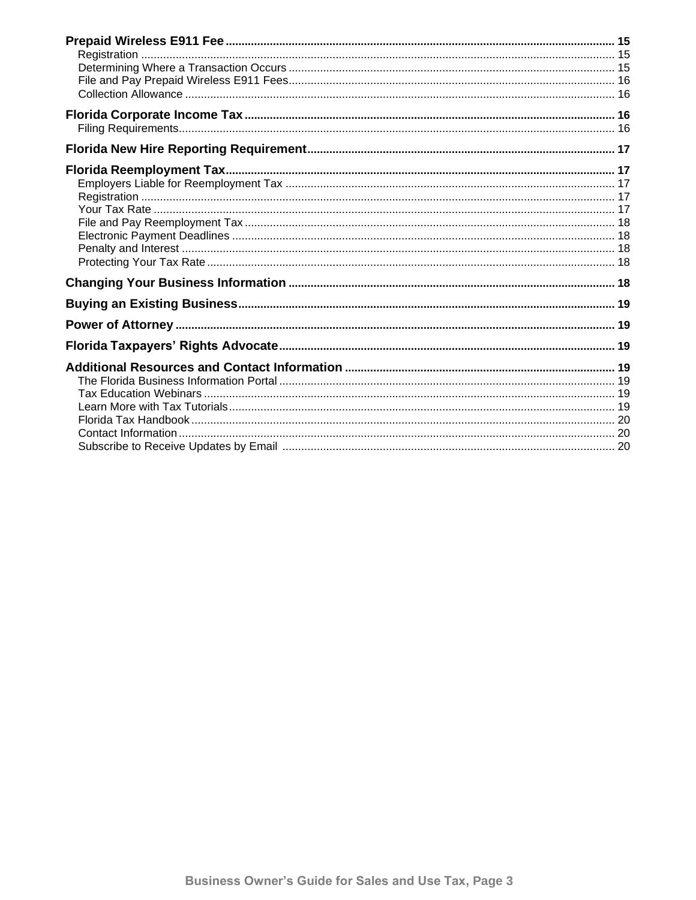**Prepaid Wireless E911 Fee** ........ **15**
- Registration ........ 15
- Determining Where a Transaction Occurs ........ 15
- File and Pay Prepaid Wireless E911 Fees ........ 16
- Collection Allowance ........ 16

**Florida Corporate Income Tax** ........ **16**
- Filing Requirements ........ 16

**Florida New Hire Reporting Requirement** ........ **17**

**Florida Reemployment Tax** ........ **17**
- Employers Liable for Reemployment Tax ........ 17
- Registration ........ 17
- Your Tax Rate ........ 17
- File and Pay Reemployment Tax ........ 18
- Electronic Payment Deadlines ........ 18
- Penalty and Interest ........ 18
- Protecting Your Tax Rate ........ 18

**Changing Your Business Information** ........ **18**

**Buying an Existing Business** ........ **19**

**Power of Attorney** ........ **19**

**Florida Taxpayers' Rights Advocate** ........ **19**

**Additional Resources and Contact Information** ........ **19**
- The Florida Business Information Portal ........ 19
- Tax Education Webinars ........ 19
- Learn More with Tax Tutorials ........ 19
- Florida Tax Handbook ........ 20
- Contact Information ........ 20
- Subscribe to Receive Updates by Email ........ 20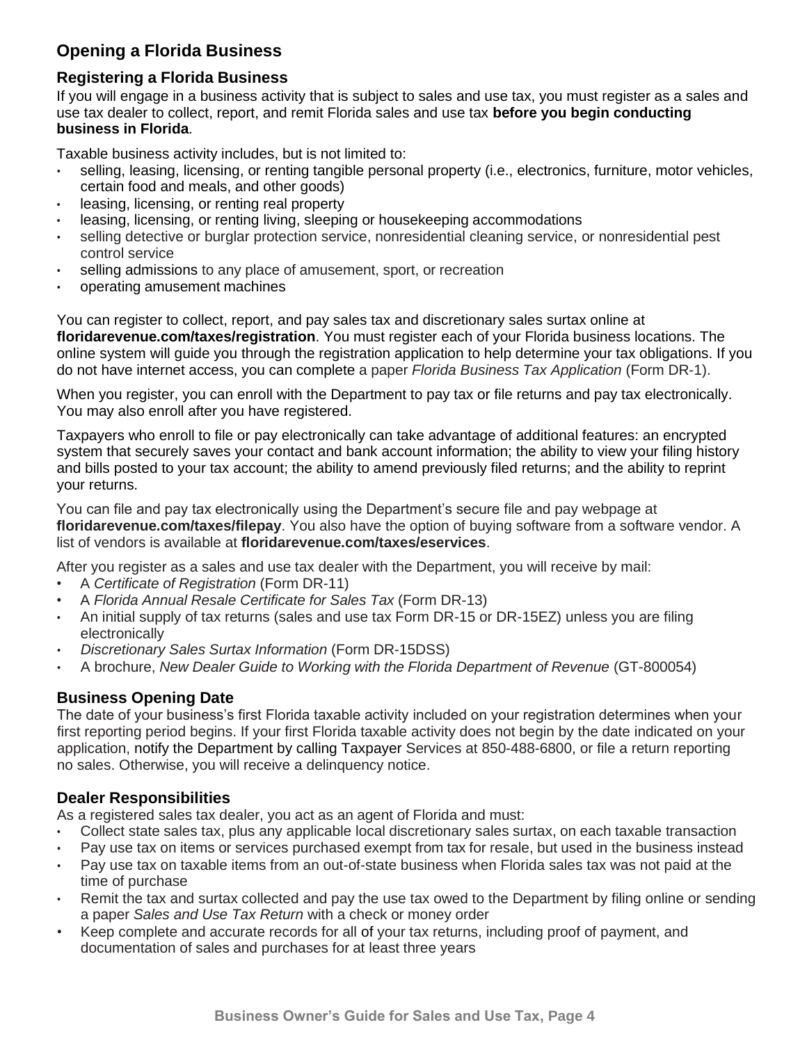## Opening a Florida Business

### Registering a Florida Business

If you will engage in a business activity that is subject to sales and use tax, you must register as a sales and use tax dealer to collect, report, and remit Florida sales and use tax **before you begin conducting business in Florida**.

Taxable business activity includes, but is not limited to:

- selling, leasing, licensing, or renting tangible personal property (i.e., electronics, furniture, motor vehicles, certain food and meals, and other goods)
- leasing, licensing, or renting real property
- leasing, licensing, or renting living, sleeping or housekeeping accommodations
- selling detective or burglar protection service, nonresidential cleaning service, or nonresidential pest control service
- selling admissions to any place of amusement, sport, or recreation
- operating amusement machines

You can register to collect, report, and pay sales tax and discretionary sales surtax online at **floridarevenue.com/taxes/registration**. You must register each of your Florida business locations. The online system will guide you through the registration application to help determine your tax obligations. If you do not have internet access, you can complete a paper *Florida Business Tax Application* (Form DR-1).

When you register, you can enroll with the Department to pay tax or file returns and pay tax electronically. You may also enroll after you have registered.

Taxpayers who enroll to file or pay electronically can take advantage of additional features: an encrypted system that securely saves your contact and bank account information; the ability to view your filing history and bills posted to your tax account; the ability to amend previously filed returns; and the ability to reprint your returns.

You can file and pay tax electronically using the Department's secure file and pay webpage at **floridarevenue.com/taxes/filepay**. You also have the option of buying software from a software vendor. A list of vendors is available at **floridarevenue.com/taxes/eservices**.

After you register as a sales and use tax dealer with the Department, you will receive by mail:

- A *Certificate of Registration* (Form DR-11)
- A *Florida Annual Resale Certificate for Sales Tax* (Form DR-13)
- An initial supply of tax returns (sales and use tax Form DR-15 or DR-15EZ) unless you are filing electronically
- *Discretionary Sales Surtax Information* (Form DR-15DSS)
- A brochure, *New Dealer Guide to Working with the Florida Department of Revenue* (GT-800054)

### Business Opening Date

The date of your business's first Florida taxable activity included on your registration determines when your first reporting period begins. If your first Florida taxable activity does not begin by the date indicated on your application, notify the Department by calling Taxpayer Services at 850-488-6800, or file a return reporting no sales. Otherwise, you will receive a delinquency notice.

### Dealer Responsibilities

As a registered sales tax dealer, you act as an agent of Florida and must:

- Collect state sales tax, plus any applicable local discretionary sales surtax, on each taxable transaction
- Pay use tax on items or services purchased exempt from tax for resale, but used in the business instead
- Pay use tax on taxable items from an out-of-state business when Florida sales tax was not paid at the time of purchase
- Remit the tax and surtax collected and pay the use tax owed to the Department by filing online or sending a paper *Sales and Use Tax Return* with a check or money order
- Keep complete and accurate records for all of your tax returns, including proof of payment, and documentation of sales and purchases for at least three years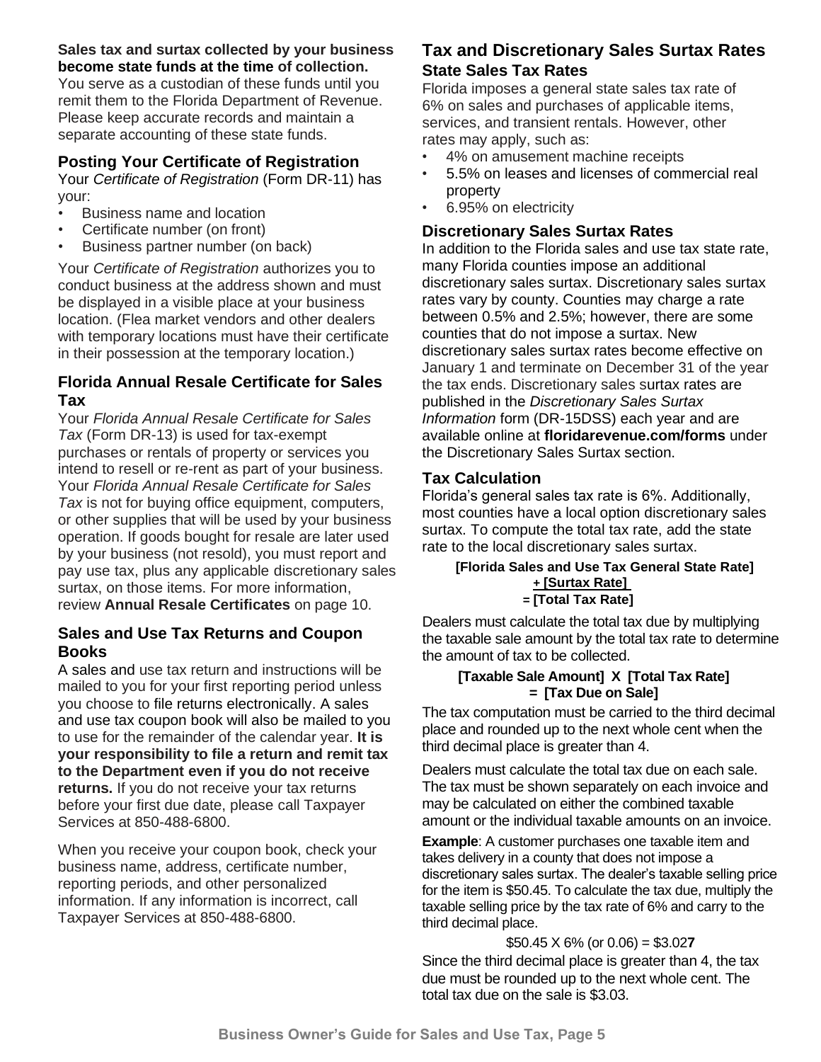**Sales tax and surtax collected by your business become state funds at the time of collection.** You serve as a custodian of these funds until you remit them to the Florida Department of Revenue. Please keep accurate records and maintain a separate accounting of these state funds.

### Posting Your Certificate of Registration

Your *Certificate of Registration* (Form DR-11) has your:

- Business name and location
- Certificate number (on front)
- Business partner number (on back)

Your *Certificate of Registration* authorizes you to conduct business at the address shown and must be displayed in a visible place at your business location. (Flea market vendors and other dealers with temporary locations must have their certificate in their possession at the temporary location.)

### Florida Annual Resale Certificate for Sales Tax

Your *Florida Annual Resale Certificate for Sales Tax* (Form DR-13) is used for tax-exempt purchases or rentals of property or services you intend to resell or re-rent as part of your business. Your *Florida Annual Resale Certificate for Sales Tax* is not for buying office equipment, computers, or other supplies that will be used by your business operation. If goods bought for resale are later used by your business (not resold), you must report and pay use tax, plus any applicable discretionary sales surtax, on those items. For more information, review **Annual Resale Certificates** on page 10.

### Sales and Use Tax Returns and Coupon Books

A sales and use tax return and instructions will be mailed to you for your first reporting period unless you choose to file returns electronically. A sales and use tax coupon book will also be mailed to you to use for the remainder of the calendar year. **It is your responsibility to file a return and remit tax to the Department even if you do not receive returns.** If you do not receive your tax returns before your first due date, please call Taxpayer Services at 850-488-6800.

When you receive your coupon book, check your business name, address, certificate number, reporting periods, and other personalized information. If any information is incorrect, call Taxpayer Services at 850-488-6800.

## Tax and Discretionary Sales Surtax Rates

### State Sales Tax Rates

Florida imposes a general state sales tax rate of 6% on sales and purchases of applicable items, services, and transient rentals. However, other rates may apply, such as:

- 4% on amusement machine receipts
- 5.5% on leases and licenses of commercial real property
- 6.95% on electricity

### Discretionary Sales Surtax Rates

In addition to the Florida sales and use tax state rate, many Florida counties impose an additional discretionary sales surtax. Discretionary sales surtax rates vary by county. Counties may charge a rate between 0.5% and 2.5%; however, there are some counties that do not impose a surtax. New discretionary sales surtax rates become effective on January 1 and terminate on December 31 of the year the tax ends. Discretionary sales surtax rates are published in the *Discretionary Sales Surtax Information* form (DR-15DSS) each year and are available online at **floridarevenue.com/forms** under the Discretionary Sales Surtax section.

### Tax Calculation

Florida's general sales tax rate is 6%. Additionally, most counties have a local option discretionary sales surtax. To compute the total tax rate, add the state rate to the local discretionary sales surtax.

**[Florida Sales and Use Tax General State Rate]**
**+ [Surtax Rate]**
**= [Total Tax Rate]**

Dealers must calculate the total tax due by multiplying the taxable sale amount by the total tax rate to determine the amount of tax to be collected.

**[Taxable Sale Amount] X [Total Tax Rate]**
**= [Tax Due on Sale]**

The tax computation must be carried to the third decimal place and rounded up to the next whole cent when the third decimal place is greater than 4.

Dealers must calculate the total tax due on each sale. The tax must be shown separately on each invoice and may be calculated on either the combined taxable amount or the individual taxable amounts on an invoice.

**Example**: A customer purchases one taxable item and takes delivery in a county that does not impose a discretionary sales surtax. The dealer's taxable selling price for the item is $50.45. To calculate the tax due, multiply the taxable selling price by the tax rate of 6% and carry to the third decimal place.

$50.45 X 6% (or 0.06) = $3.02**7**

Since the third decimal place is greater than 4, the tax due must be rounded up to the next whole cent. The total tax due on the sale is $3.03.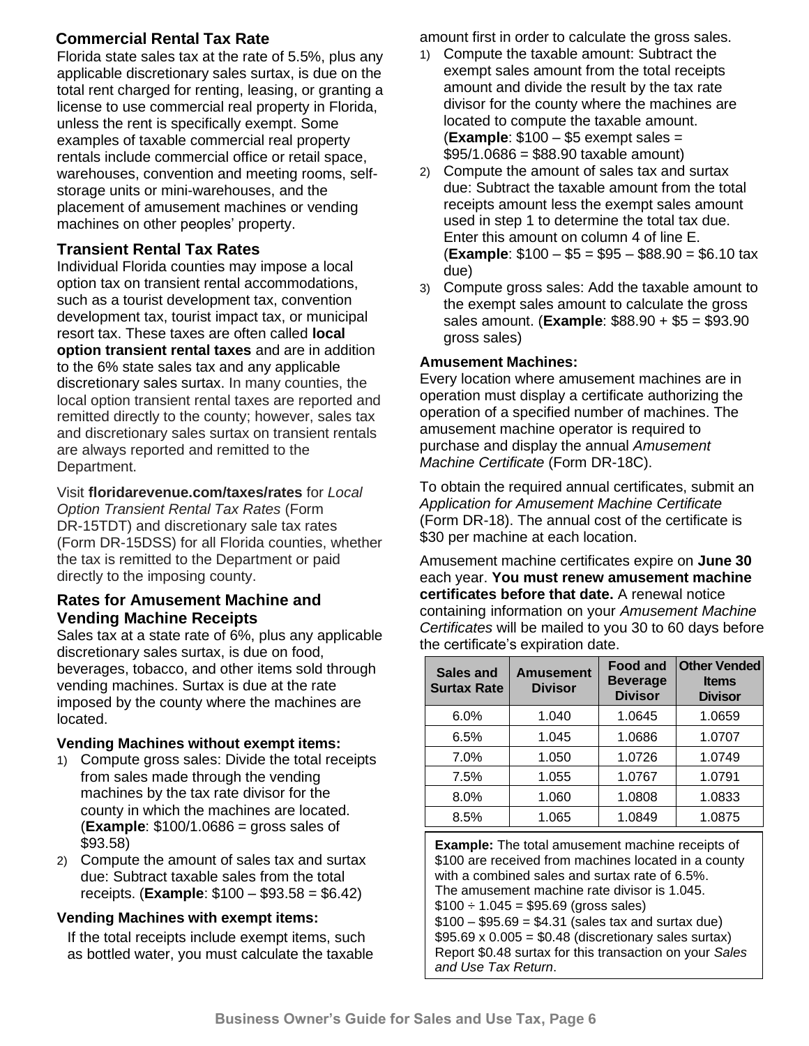## Commercial Rental Tax Rate

Florida state sales tax at the rate of 5.5%, plus any applicable discretionary sales surtax, is due on the total rent charged for renting, leasing, or granting a license to use commercial real property in Florida, unless the rent is specifically exempt. Some examples of taxable commercial real property rentals include commercial office or retail space, warehouses, convention and meeting rooms, self-storage units or mini-warehouses, and the placement of amusement machines or vending machines on other peoples' property.

## Transient Rental Tax Rates

Individual Florida counties may impose a local option tax on transient rental accommodations, such as a tourist development tax, convention development tax, tourist impact tax, or municipal resort tax. These taxes are often called **local option transient rental taxes** and are in addition to the 6% state sales tax and any applicable discretionary sales surtax. In many counties, the local option transient rental taxes are reported and remitted directly to the county; however, sales tax and discretionary sales surtax on transient rentals are always reported and remitted to the Department.

Visit **floridarevenue.com/taxes/rates** for *Local Option Transient Rental Tax Rates* (Form DR-15TDT) and discretionary sale tax rates (Form DR-15DSS) for all Florida counties, whether the tax is remitted to the Department or paid directly to the imposing county.

## Rates for Amusement Machine and Vending Machine Receipts

Sales tax at a state rate of 6%, plus any applicable discretionary sales surtax, is due on food, beverages, tobacco, and other items sold through vending machines. Surtax is due at the rate imposed by the county where the machines are located.

### Vending Machines without exempt items:

1) Compute gross sales: Divide the total receipts from sales made through the vending machines by the tax rate divisor for the county in which the machines are located. (**Example**: $100/1.0686 = gross sales of $93.58)
2) Compute the amount of sales tax and surtax due: Subtract taxable sales from the total receipts. (**Example**: $100 – $93.58 = $6.42)

### Vending Machines with exempt items:

If the total receipts include exempt items, such as bottled water, you must calculate the taxable amount first in order to calculate the gross sales.

1) Compute the taxable amount: Subtract the exempt sales amount from the total receipts amount and divide the result by the tax rate divisor for the county where the machines are located to compute the taxable amount. (**Example**: $100 – $5 exempt sales = $95/1.0686 = $88.90 taxable amount)
2) Compute the amount of sales tax and surtax due: Subtract the taxable amount from the total receipts amount less the exempt sales amount used in step 1 to determine the total tax due. Enter this amount on column 4 of line E. (**Example**: $100 – $5 = $95 – $88.90 = $6.10 tax due)
3) Compute gross sales: Add the taxable amount to the exempt sales amount to calculate the gross sales amount. (**Example**: $88.90 + $5 = $93.90 gross sales)

### Amusement Machines:

Every location where amusement machines are in operation must display a certificate authorizing the operation of a specified number of machines. The amusement machine operator is required to purchase and display the annual *Amusement Machine Certificate* (Form DR-18C).

To obtain the required annual certificates, submit an *Application for Amusement Machine Certificate* (Form DR-18). The annual cost of the certificate is $30 per machine at each location.

Amusement machine certificates expire on **June 30** each year. **You must renew amusement machine certificates before that date.** A renewal notice containing information on your *Amusement Machine Certificates* will be mailed to you 30 to 60 days before the certificate's expiration date.

| Sales and Surtax Rate | Amusement Divisor | Food and Beverage Divisor | Other Vended Items Divisor |
|---|---|---|---|
| 6.0% | 1.040 | 1.0645 | 1.0659 |
| 6.5% | 1.045 | 1.0686 | 1.0707 |
| 7.0% | 1.050 | 1.0726 | 1.0749 |
| 7.5% | 1.055 | 1.0767 | 1.0791 |
| 8.0% | 1.060 | 1.0808 | 1.0833 |
| 8.5% | 1.065 | 1.0849 | 1.0875 |

**Example:** The total amusement machine receipts of $100 are received from machines located in a county with a combined sales and surtax rate of 6.5%.
The amusement machine rate divisor is 1.045.
$100 ÷ 1.045 = $95.69 (gross sales)
$100 – $95.69 = $4.31 (sales tax and surtax due)
$95.69 x 0.005 = $0.48 (discretionary sales surtax)
Report $0.48 surtax for this transaction on your *Sales and Use Tax Return*.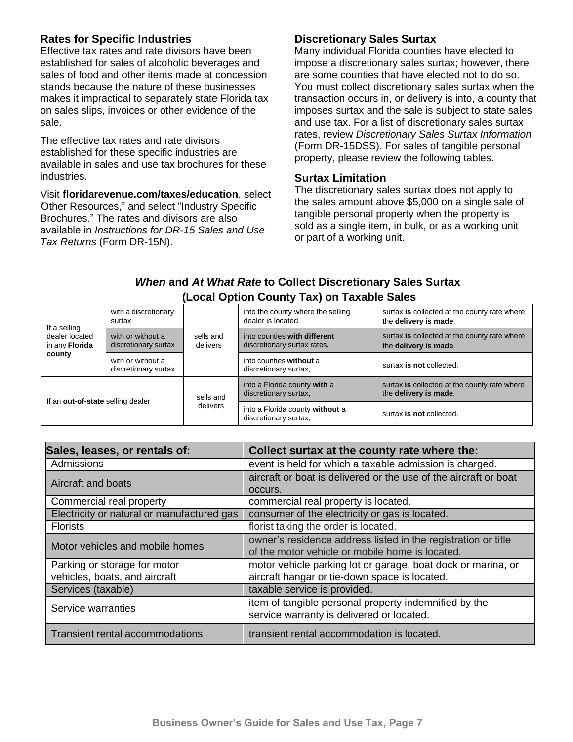## Rates for Specific Industries

Effective tax rates and rate divisors have been established for sales of alcoholic beverages and sales of food and other items made at concession stands because the nature of these businesses makes it impractical to separately state Florida tax on sales slips, invoices or other evidence of the sale.

The effective tax rates and rate divisors established for these specific industries are available in sales and use tax brochures for these industries.

Visit **floridarevenue.com/taxes/education**, select "Other Resources," and select "Industry Specific Brochures." The rates and divisors are also available in *Instructions for DR-15 Sales and Use Tax Returns* (Form DR-15N).

## Discretionary Sales Surtax

Many individual Florida counties have elected to impose a discretionary sales surtax; however, there are some counties that have elected not to do so. You must collect discretionary sales surtax when the transaction occurs in, or delivery is into, a county that imposes surtax and the sale is subject to state sales and use tax. For a list of discretionary sales surtax rates, review *Discretionary Sales Surtax Information* (Form DR-15DSS). For sales of tangible personal property, please review the following tables.

## Surtax Limitation

The discretionary sales surtax does not apply to the sales amount above $5,000 on a single sale of tangible personal property when the property is sold as a single item, in bulk, or as a working unit or part of a working unit.

### *When* and *At What Rate* to Collect Discretionary Sales Surtax (Local Option County Tax) on Taxable Sales

| | | | | |
|---|---|---|---|---|
| If a selling dealer located in any **Florida county** | with a discretionary surtax | sells and delivers | into the county where the selling dealer is located, | surtax **is** collected at the county rate where the **delivery is made**. |
| | with or without a discretionary surtax | | into counties **with different** discretionary surtax rates, | surtax **is** collected at the county rate where the **delivery is made**. |
| | with or without a discretionary surtax | | into counties **without** a discretionary surtax, | surtax **is not** collected. |
| If an **out-of-state** selling dealer | | sells and delivers | into a Florida county **with** a discretionary surtax, | surtax **is** collected at the county rate where the **delivery is made**. |
| | | | into a Florida county **without** a discretionary surtax, | surtax **is not** collected. |

| Sales, leases, or rentals of: | Collect surtax at the county rate where the: |
|---|---|
| Admissions | event is held for which a taxable admission is charged. |
| Aircraft and boats | aircraft or boat is delivered or the use of the aircraft or boat occurs. |
| Commercial real property | commercial real property is located. |
| Electricity or natural or manufactured gas | consumer of the electricity or gas is located. |
| Florists | florist taking the order is located. |
| Motor vehicles and mobile homes | owner's residence address listed in the registration or title of the motor vehicle or mobile home is located. |
| Parking or storage for motor vehicles, boats, and aircraft | motor vehicle parking lot or garage, boat dock or marina, or aircraft hangar or tie-down space is located. |
| Services (taxable) | taxable service is provided. |
| Service warranties | item of tangible personal property indemnified by the service warranty is delivered or located. |
| Transient rental accommodations | transient rental accommodation is located. |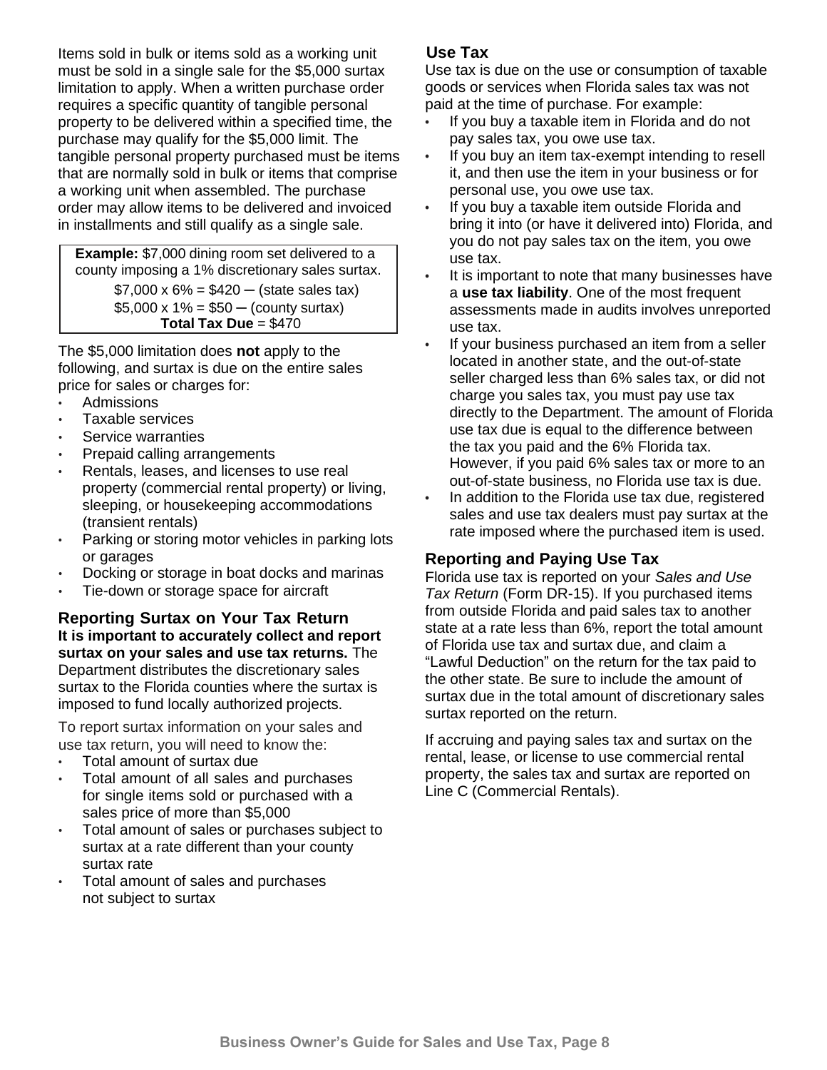Items sold in bulk or items sold as a working unit must be sold in a single sale for the $5,000 surtax limitation to apply. When a written purchase order requires a specific quantity of tangible personal property to be delivered within a specified time, the purchase may qualify for the $5,000 limit. The tangible personal property purchased must be items that are normally sold in bulk or items that comprise a working unit when assembled. The purchase order may allow items to be delivered and invoiced in installments and still qualify as a single sale.

> **Example:** $7,000 dining room set delivered to a county imposing a 1% discretionary sales surtax.
>
> $7,000 x 6% = $420 – (state sales tax)
> $5,000 x 1% = $50 – (county surtax)
> **Total Tax Due** = $470

The $5,000 limitation does **not** apply to the following, and surtax is due on the entire sales price for sales or charges for:

- Admissions
- Taxable services
- Service warranties
- Prepaid calling arrangements
- Rentals, leases, and licenses to use real property (commercial rental property) or living, sleeping, or housekeeping accommodations (transient rentals)
- Parking or storing motor vehicles in parking lots or garages
- Docking or storage in boat docks and marinas
- Tie-down or storage space for aircraft

### Reporting Surtax on Your Tax Return

**It is important to accurately collect and report surtax on your sales and use tax returns.** The Department distributes the discretionary sales surtax to the Florida counties where the surtax is imposed to fund locally authorized projects.

To report surtax information on your sales and use tax return, you will need to know the:

- Total amount of surtax due
- Total amount of all sales and purchases for single items sold or purchased with a sales price of more than $5,000
- Total amount of sales or purchases subject to surtax at a rate different than your county surtax rate
- Total amount of sales and purchases not subject to surtax

## Use Tax

Use tax is due on the use or consumption of taxable goods or services when Florida sales tax was not paid at the time of purchase. For example:

- If you buy a taxable item in Florida and do not pay sales tax, you owe use tax.
- If you buy an item tax-exempt intending to resell it, and then use the item in your business or for personal use, you owe use tax.
- If you buy a taxable item outside Florida and bring it into (or have it delivered into) Florida, and you do not pay sales tax on the item, you owe use tax.
- It is important to note that many businesses have a **use tax liability**. One of the most frequent assessments made in audits involves unreported use tax.
- If your business purchased an item from a seller located in another state, and the out-of-state seller charged less than 6% sales tax, or did not charge you sales tax, you must pay use tax directly to the Department. The amount of Florida use tax due is equal to the difference between the tax you paid and the 6% Florida tax. However, if you paid 6% sales tax or more to an out-of-state business, no Florida use tax is due.
- In addition to the Florida use tax due, registered sales and use tax dealers must pay surtax at the rate imposed where the purchased item is used.

### Reporting and Paying Use Tax

Florida use tax is reported on your *Sales and Use Tax Return* (Form DR-15). If you purchased items from outside Florida and paid sales tax to another state at a rate less than 6%, report the total amount of Florida use tax and surtax due, and claim a “Lawful Deduction” on the return for the tax paid to the other state. Be sure to include the amount of surtax due in the total amount of discretionary sales surtax reported on the return.

If accruing and paying sales tax and surtax on the rental, lease, or license to use commercial rental property, the sales tax and surtax are reported on Line C (Commercial Rentals).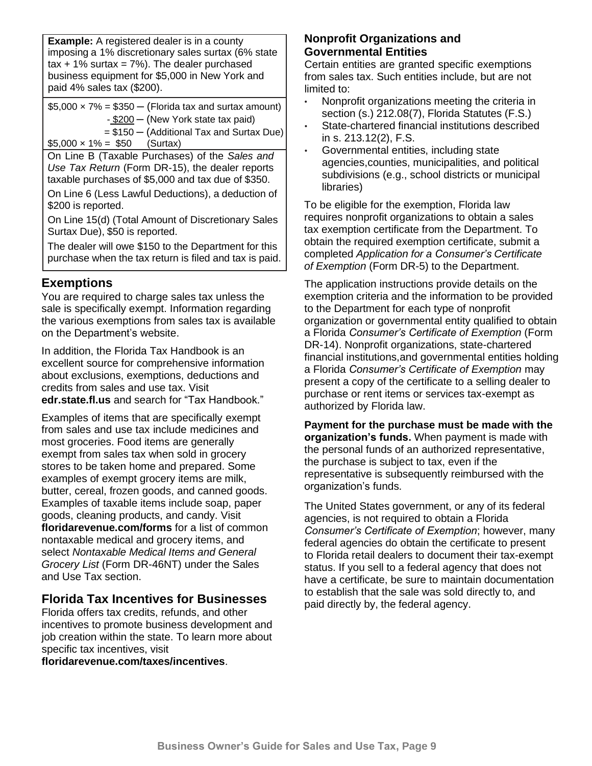**Example:** A registered dealer is in a county imposing a 1% discretionary sales surtax (6% state tax + 1% surtax = 7%). The dealer purchased business equipment for $5,000 in New York and paid 4% sales tax ($200).

$5,000 × 7% = $350 – (Florida tax and surtax amount)
- $200 – (New York state tax paid)
= $150 – (Additional Tax and Surtax Due)
$5,000 × 1% = $50 (Surtax)

On Line B (Taxable Purchases) of the *Sales and Use Tax Return* (Form DR-15), the dealer reports taxable purchases of $5,000 and tax due of $350.

On Line 6 (Less Lawful Deductions), a deduction of $200 is reported.

On Line 15(d) (Total Amount of Discretionary Sales Surtax Due), $50 is reported.

The dealer will owe $150 to the Department for this purchase when the tax return is filed and tax is paid.

## Exemptions

You are required to charge sales tax unless the sale is specifically exempt. Information regarding the various exemptions from sales tax is available on the Department's website.

In addition, the Florida Tax Handbook is an excellent source for comprehensive information about exclusions, exemptions, deductions and credits from sales and use tax. Visit **edr.state.fl.us** and search for "Tax Handbook."

Examples of items that are specifically exempt from sales and use tax include medicines and most groceries. Food items are generally exempt from sales tax when sold in grocery stores to be taken home and prepared. Some examples of exempt grocery items are milk, butter, cereal, frozen goods, and canned goods. Examples of taxable items include soap, paper goods, cleaning products, and candy. Visit **floridarevenue.com/forms** for a list of common nontaxable medical and grocery items, and select *Nontaxable Medical Items and General Grocery List* (Form DR-46NT) under the Sales and Use Tax section.

## Florida Tax Incentives for Businesses

Florida offers tax credits, refunds, and other incentives to promote business development and job creation within the state. To learn more about specific tax incentives, visit **floridarevenue.com/taxes/incentives**.

### Nonprofit Organizations and Governmental Entities

Certain entities are granted specific exemptions from sales tax. Such entities include, but are not limited to:

- Nonprofit organizations meeting the criteria in section (s.) 212.08(7), Florida Statutes (F.S.)
- State-chartered financial institutions described in s. 213.12(2), F.S.
- Governmental entities, including state agencies,counties, municipalities, and political subdivisions (e.g., school districts or municipal libraries)

To be eligible for the exemption, Florida law requires nonprofit organizations to obtain a sales tax exemption certificate from the Department. To obtain the required exemption certificate, submit a completed *Application for a Consumer's Certificate of Exemption* (Form DR-5) to the Department.

The application instructions provide details on the exemption criteria and the information to be provided to the Department for each type of nonprofit organization or governmental entity qualified to obtain a Florida *Consumer's Certificate of Exemption* (Form DR-14). Nonprofit organizations, state-chartered financial institutions,and governmental entities holding a Florida *Consumer's Certificate of Exemption* may present a copy of the certificate to a selling dealer to purchase or rent items or services tax-exempt as authorized by Florida law.

**Payment for the purchase must be made with the organization's funds.** When payment is made with the personal funds of an authorized representative, the purchase is subject to tax, even if the representative is subsequently reimbursed with the organization's funds.

The United States government, or any of its federal agencies, is not required to obtain a Florida *Consumer's Certificate of Exemption*; however, many federal agencies do obtain the certificate to present to Florida retail dealers to document their tax-exempt status. If you sell to a federal agency that does not have a certificate, be sure to maintain documentation to establish that the sale was sold directly to, and paid directly by, the federal agency.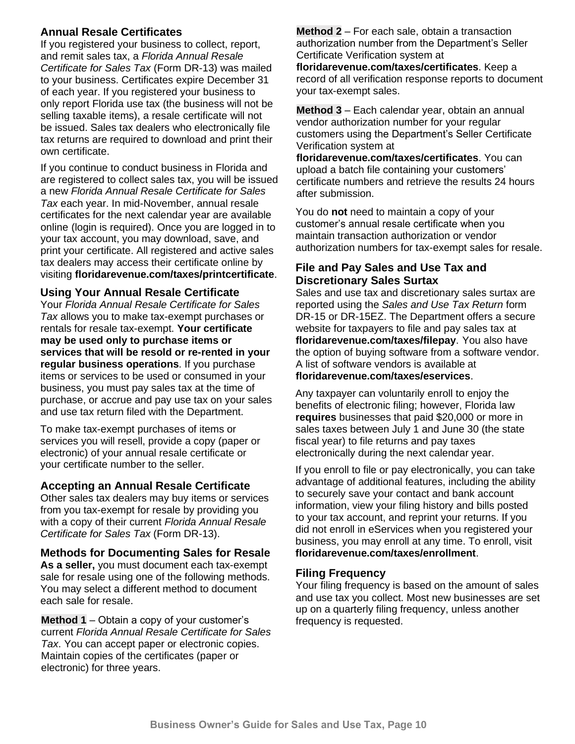## Annual Resale Certificates

If you registered your business to collect, report, and remit sales tax, a *Florida Annual Resale Certificate for Sales Tax* (Form DR-13) was mailed to your business. Certificates expire December 31 of each year. If you registered your business to only report Florida use tax (the business will not be selling taxable items), a resale certificate will not be issued. Sales tax dealers who electronically file tax returns are required to download and print their own certificate.

If you continue to conduct business in Florida and are registered to collect sales tax, you will be issued a new *Florida Annual Resale Certificate for Sales Tax* each year. In mid-November, annual resale certificates for the next calendar year are available online (login is required). Once you are logged in to your tax account, you may download, save, and print your certificate. All registered and active sales tax dealers may access their certificate online by visiting **floridarevenue.com/taxes/printcertificate**.

## Using Your Annual Resale Certificate

Your *Florida Annual Resale Certificate for Sales Tax* allows you to make tax-exempt purchases or rentals for resale tax-exempt. **Your certificate may be used only to purchase items or services that will be resold or re-rented in your regular business operations**. If you purchase items or services to be used or consumed in your business, you must pay sales tax at the time of purchase, or accrue and pay use tax on your sales and use tax return filed with the Department.

To make tax-exempt purchases of items or services you will resell, provide a copy (paper or electronic) of your annual resale certificate or your certificate number to the seller.

## Accepting an Annual Resale Certificate

Other sales tax dealers may buy items or services from you tax-exempt for resale by providing you with a copy of their current *Florida Annual Resale Certificate for Sales Tax* (Form DR-13).

## Methods for Documenting Sales for Resale

**As a seller,** you must document each tax-exempt sale for resale using one of the following methods. You may select a different method to document each sale for resale.

**Method 1** – Obtain a copy of your customer's current *Florida Annual Resale Certificate for Sales Tax*. You can accept paper or electronic copies. Maintain copies of the certificates (paper or electronic) for three years.

**Method 2** – For each sale, obtain a transaction authorization number from the Department's Seller Certificate Verification system at **floridarevenue.com/taxes/certificates**. Keep a record of all verification response reports to document your tax-exempt sales.

**Method 3** – Each calendar year, obtain an annual vendor authorization number for your regular customers using the Department's Seller Certificate Verification system at **floridarevenue.com/taxes/certificates**. You can upload a batch file containing your customers' certificate numbers and retrieve the results 24 hours after submission.

You do **not** need to maintain a copy of your customer's annual resale certificate when you maintain transaction authorization or vendor authorization numbers for tax-exempt sales for resale.

## File and Pay Sales and Use Tax and Discretionary Sales Surtax

Sales and use tax and discretionary sales surtax are reported using the *Sales and Use Tax Return* form DR-15 or DR-15EZ. The Department offers a secure website for taxpayers to file and pay sales tax at **floridarevenue.com/taxes/filepay**. You also have the option of buying software from a software vendor. A list of software vendors is available at **floridarevenue.com/taxes/eservices**.

Any taxpayer can voluntarily enroll to enjoy the benefits of electronic filing; however, Florida law **requires** businesses that paid $20,000 or more in sales taxes between July 1 and June 30 (the state fiscal year) to file returns and pay taxes electronically during the next calendar year.

If you enroll to file or pay electronically, you can take advantage of additional features, including the ability to securely save your contact and bank account information, view your filing history and bills posted to your tax account, and reprint your returns. If you did not enroll in eServices when you registered your business, you may enroll at any time. To enroll, visit **floridarevenue.com/taxes/enrollment**.

## Filing Frequency

Your filing frequency is based on the amount of sales and use tax you collect. Most new businesses are set up on a quarterly filing frequency, unless another frequency is requested.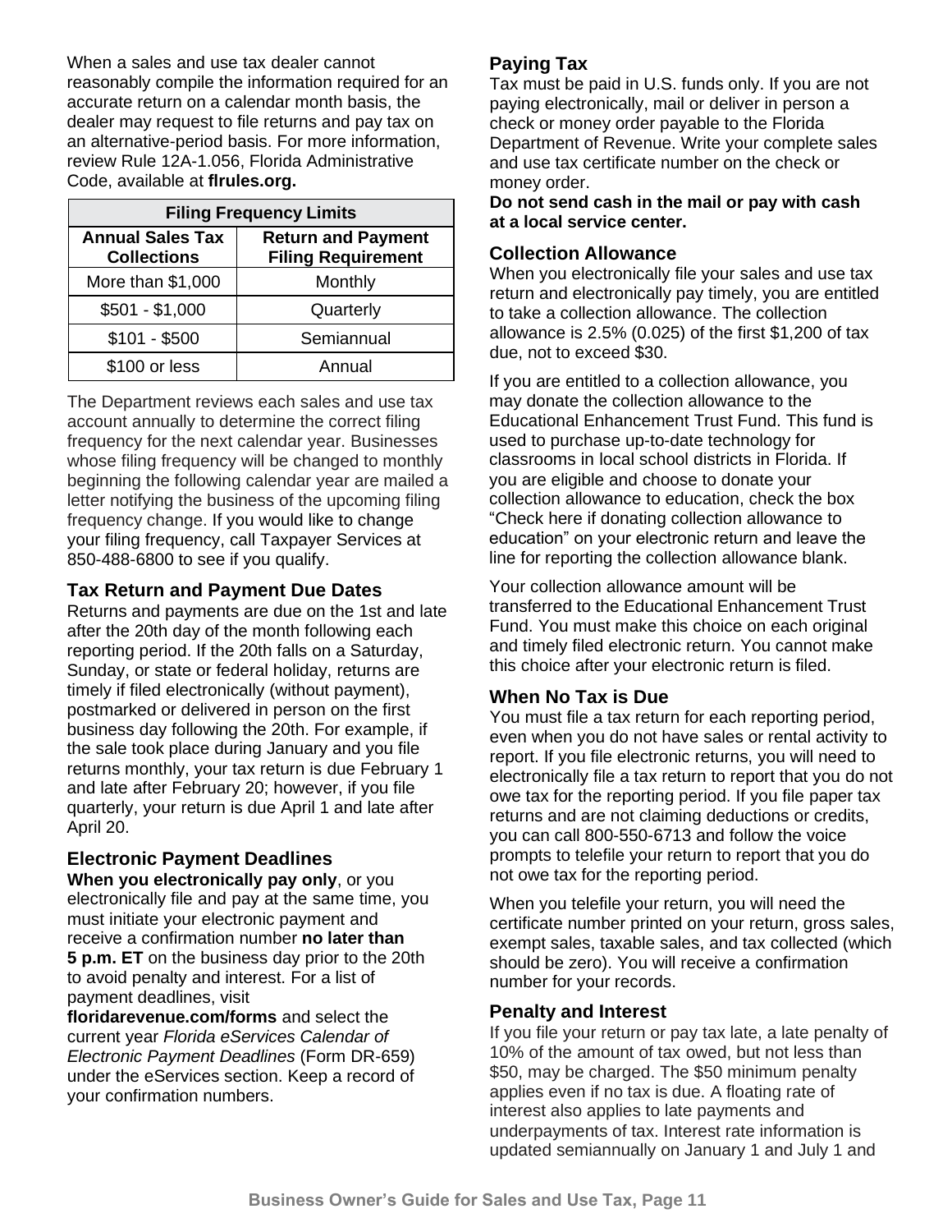When a sales and use tax dealer cannot reasonably compile the information required for an accurate return on a calendar month basis, the dealer may request to file returns and pay tax on an alternative-period basis. For more information, review Rule 12A-1.056, Florida Administrative Code, available at **flrules.org.**

| Filing Frequency Limits | |
|---|---|
| **Annual Sales Tax Collections** | **Return and Payment Filing Requirement** |
| More than $1,000 | Monthly |
| $501 - $1,000 | Quarterly |
| $101 - $500 | Semiannual |
| $100 or less | Annual |

The Department reviews each sales and use tax account annually to determine the correct filing frequency for the next calendar year. Businesses whose filing frequency will be changed to monthly beginning the following calendar year are mailed a letter notifying the business of the upcoming filing frequency change. If you would like to change your filing frequency, call Taxpayer Services at 850-488-6800 to see if you qualify.

### Tax Return and Payment Due Dates

Returns and payments are due on the 1st and late after the 20th day of the month following each reporting period. If the 20th falls on a Saturday, Sunday, or state or federal holiday, returns are timely if filed electronically (without payment), postmarked or delivered in person on the first business day following the 20th. For example, if the sale took place during January and you file returns monthly, your tax return is due February 1 and late after February 20; however, if you file quarterly, your return is due April 1 and late after April 20.

### Electronic Payment Deadlines

**When you electronically pay only**, or you electronically file and pay at the same time, you must initiate your electronic payment and receive a confirmation number **no later than 5 p.m. ET** on the business day prior to the 20th to avoid penalty and interest. For a list of payment deadlines, visit **floridarevenue.com/forms** and select the current year *Florida eServices Calendar of Electronic Payment Deadlines* (Form DR-659) under the eServices section. Keep a record of your confirmation numbers.

### Paying Tax

Tax must be paid in U.S. funds only. If you are not paying electronically, mail or deliver in person a check or money order payable to the Florida Department of Revenue. Write your complete sales and use tax certificate number on the check or money order.

**Do not send cash in the mail or pay with cash at a local service center.**

### Collection Allowance

When you electronically file your sales and use tax return and electronically pay timely, you are entitled to take a collection allowance. The collection allowance is 2.5% (0.025) of the first $1,200 of tax due, not to exceed $30.

If you are entitled to a collection allowance, you may donate the collection allowance to the Educational Enhancement Trust Fund. This fund is used to purchase up-to-date technology for classrooms in local school districts in Florida. If you are eligible and choose to donate your collection allowance to education, check the box “Check here if donating collection allowance to education” on your electronic return and leave the line for reporting the collection allowance blank.

Your collection allowance amount will be transferred to the Educational Enhancement Trust Fund. You must make this choice on each original and timely filed electronic return. You cannot make this choice after your electronic return is filed.

### When No Tax is Due

You must file a tax return for each reporting period, even when you do not have sales or rental activity to report. If you file electronic returns, you will need to electronically file a tax return to report that you do not owe tax for the reporting period. If you file paper tax returns and are not claiming deductions or credits, you can call 800-550-6713 and follow the voice prompts to telefile your return to report that you do not owe tax for the reporting period.

When you telefile your return, you will need the certificate number printed on your return, gross sales, exempt sales, taxable sales, and tax collected (which should be zero). You will receive a confirmation number for your records.

### Penalty and Interest

If you file your return or pay tax late, a late penalty of 10% of the amount of tax owed, but not less than $50, may be charged. The $50 minimum penalty applies even if no tax is due. A floating rate of interest also applies to late payments and underpayments of tax. Interest rate information is updated semiannually on January 1 and July 1 and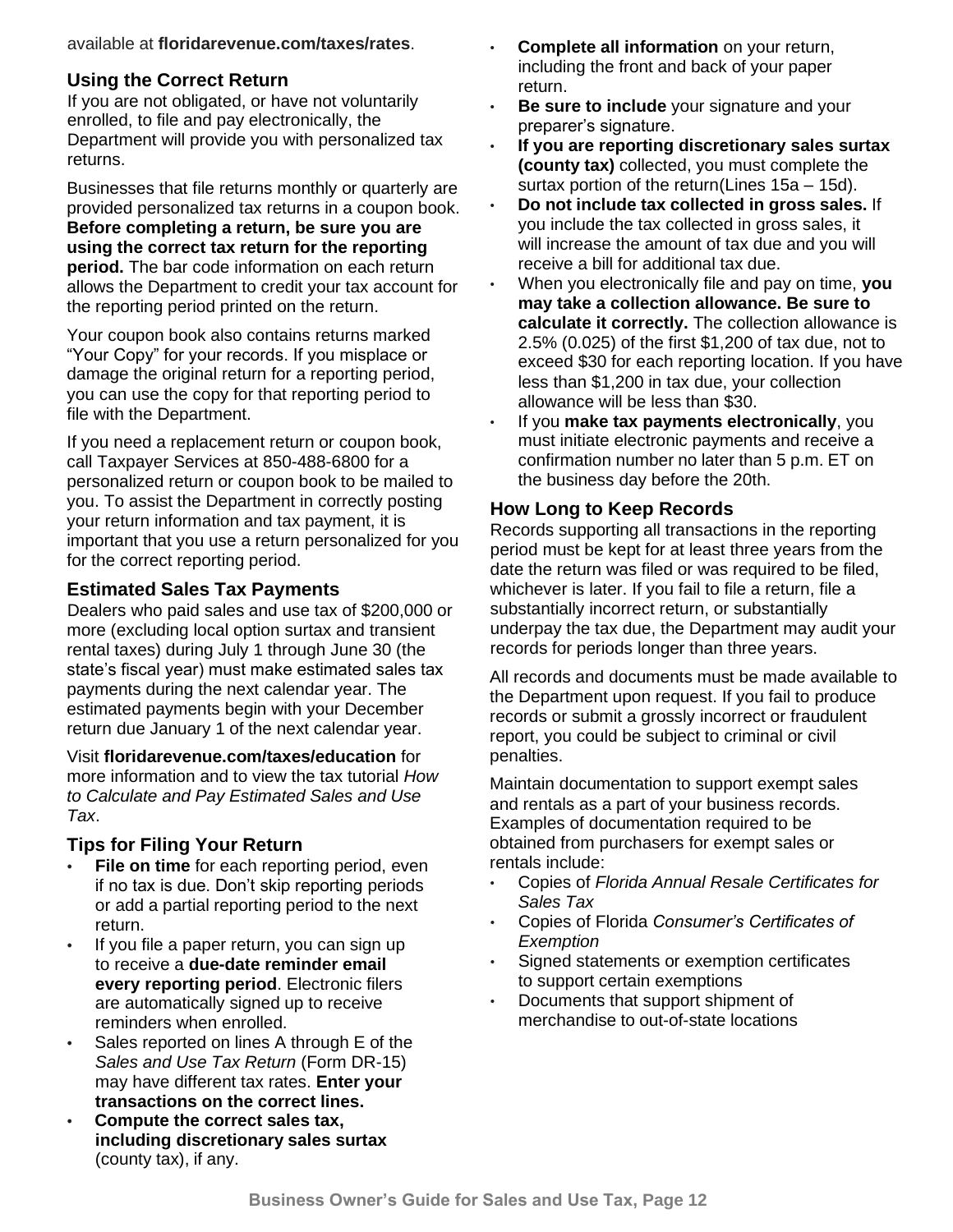available at **floridarevenue.com/taxes/rates**.

### Using the Correct Return

If you are not obligated, or have not voluntarily enrolled, to file and pay electronically, the Department will provide you with personalized tax returns.

Businesses that file returns monthly or quarterly are provided personalized tax returns in a coupon book. **Before completing a return, be sure you are using the correct tax return for the reporting period.** The bar code information on each return allows the Department to credit your tax account for the reporting period printed on the return.

Your coupon book also contains returns marked “Your Copy” for your records. If you misplace or damage the original return for a reporting period, you can use the copy for that reporting period to file with the Department.

If you need a replacement return or coupon book, call Taxpayer Services at 850-488-6800 for a personalized return or coupon book to be mailed to you. To assist the Department in correctly posting your return information and tax payment, it is important that you use a return personalized for you for the correct reporting period.

### Estimated Sales Tax Payments

Dealers who paid sales and use tax of $200,000 or more (excluding local option surtax and transient rental taxes) during July 1 through June 30 (the state’s fiscal year) must make estimated sales tax payments during the next calendar year. The estimated payments begin with your December return due January 1 of the next calendar year.

Visit **floridarevenue.com/taxes/education** for more information and to view the tax tutorial *How to Calculate and Pay Estimated Sales and Use Tax*.

### Tips for Filing Your Return

- **File on time** for each reporting period, even if no tax is due. Don’t skip reporting periods or add a partial reporting period to the next return.
- If you file a paper return, you can sign up to receive a **due-date reminder email every reporting period**. Electronic filers are automatically signed up to receive reminders when enrolled.
- Sales reported on lines A through E of the *Sales and Use Tax Return* (Form DR-15) may have different tax rates. **Enter your transactions on the correct lines.**
- **Compute the correct sales tax, including discretionary sales surtax** (county tax), if any.
- **Complete all information** on your return, including the front and back of your paper return.
- **Be sure to include** your signature and your preparer’s signature.
- **If you are reporting discretionary sales surtax (county tax)** collected, you must complete the surtax portion of the return(Lines 15a – 15d).
- **Do not include tax collected in gross sales.** If you include the tax collected in gross sales, it will increase the amount of tax due and you will receive a bill for additional tax due.
- When you electronically file and pay on time, **you may take a collection allowance. Be sure to calculate it correctly.** The collection allowance is 2.5% (0.025) of the first $1,200 of tax due, not to exceed $30 for each reporting location. If you have less than $1,200 in tax due, your collection allowance will be less than $30.
- If you **make tax payments electronically**, you must initiate electronic payments and receive a confirmation number no later than 5 p.m. ET on the business day before the 20th.

### How Long to Keep Records

Records supporting all transactions in the reporting period must be kept for at least three years from the date the return was filed or was required to be filed, whichever is later. If you fail to file a return, file a substantially incorrect return, or substantially underpay the tax due, the Department may audit your records for periods longer than three years.

All records and documents must be made available to the Department upon request. If you fail to produce records or submit a grossly incorrect or fraudulent report, you could be subject to criminal or civil penalties.

Maintain documentation to support exempt sales and rentals as a part of your business records. Examples of documentation required to be obtained from purchasers for exempt sales or rentals include:

- Copies of *Florida Annual Resale Certificates for Sales Tax*
- Copies of Florida *Consumer’s Certificates of Exemption*
- Signed statements or exemption certificates to support certain exemptions
- Documents that support shipment of merchandise to out-of-state locations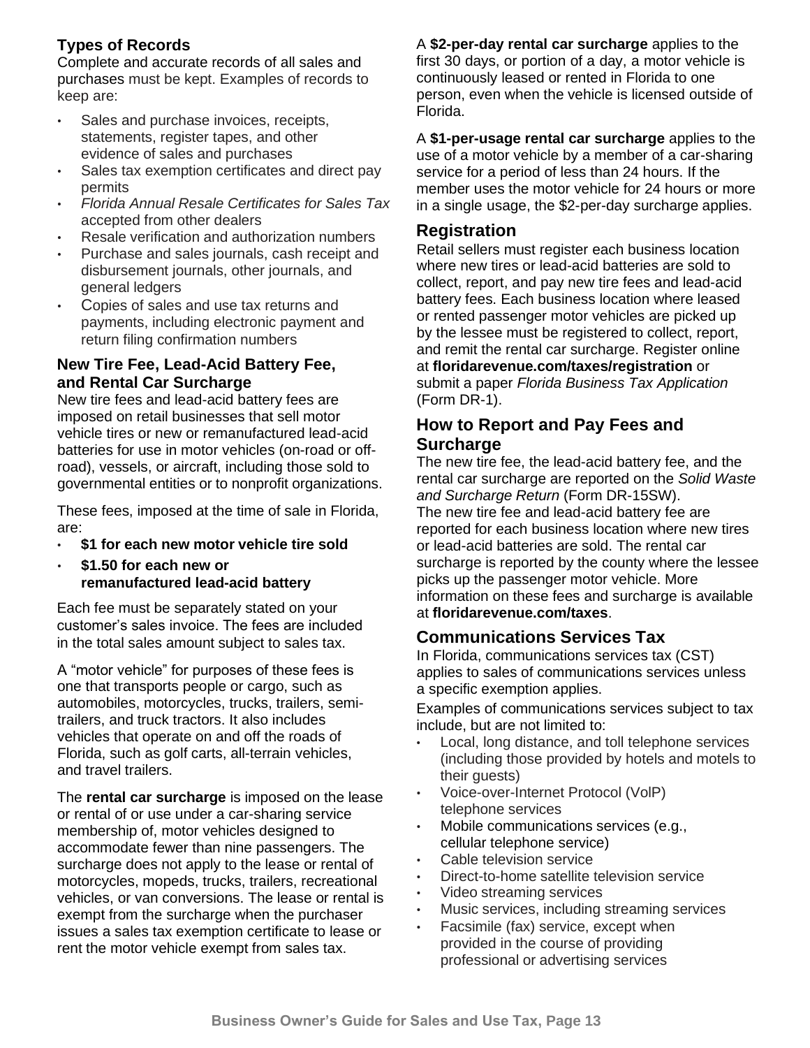### Types of Records

Complete and accurate records of all sales and purchases must be kept. Examples of records to keep are:

- Sales and purchase invoices, receipts, statements, register tapes, and other evidence of sales and purchases
- Sales tax exemption certificates and direct pay permits
- *Florida Annual Resale Certificates for Sales Tax* accepted from other dealers
- Resale verification and authorization numbers
- Purchase and sales journals, cash receipt and disbursement journals, other journals, and general ledgers
- Copies of sales and use tax returns and payments, including electronic payment and return filing confirmation numbers

### New Tire Fee, Lead-Acid Battery Fee, and Rental Car Surcharge

New tire fees and lead-acid battery fees are imposed on retail businesses that sell motor vehicle tires or new or remanufactured lead-acid batteries for use in motor vehicles (on-road or off-road), vessels, or aircraft, including those sold to governmental entities or to nonprofit organizations.

These fees, imposed at the time of sale in Florida, are:

- **$1 for each new motor vehicle tire sold**
- **$1.50 for each new or remanufactured lead-acid battery**

Each fee must be separately stated on your customer's sales invoice. The fees are included in the total sales amount subject to sales tax.

A "motor vehicle" for purposes of these fees is one that transports people or cargo, such as automobiles, motorcycles, trucks, trailers, semi-trailers, and truck tractors. It also includes vehicles that operate on and off the roads of Florida, such as golf carts, all-terrain vehicles, and travel trailers.

The **rental car surcharge** is imposed on the lease or rental of or use under a car-sharing service membership of, motor vehicles designed to accommodate fewer than nine passengers. The surcharge does not apply to the lease or rental of motorcycles, mopeds, trucks, trailers, recreational vehicles, or van conversions. The lease or rental is exempt from the surcharge when the purchaser issues a sales tax exemption certificate to lease or rent the motor vehicle exempt from sales tax.

A **$2-per-day rental car surcharge** applies to the first 30 days, or portion of a day, a motor vehicle is continuously leased or rented in Florida to one person, even when the vehicle is licensed outside of Florida.

A **$1-per-usage rental car surcharge** applies to the use of a motor vehicle by a member of a car-sharing service for a period of less than 24 hours. If the member uses the motor vehicle for 24 hours or more in a single usage, the $2-per-day surcharge applies.

## Registration

Retail sellers must register each business location where new tires or lead-acid batteries are sold to collect, report, and pay new tire fees and lead-acid battery fees. Each business location where leased or rented passenger motor vehicles are picked up by the lessee must be registered to collect, report, and remit the rental car surcharge. Register online at **floridarevenue.com/taxes/registration** or submit a paper *Florida Business Tax Application* (Form DR-1).

## How to Report and Pay Fees and Surcharge

The new tire fee, the lead-acid battery fee, and the rental car surcharge are reported on the *Solid Waste and Surcharge Return* (Form DR-15SW).

The new tire fee and lead-acid battery fee are reported for each business location where new tires or lead-acid batteries are sold. The rental car surcharge is reported by the county where the lessee picks up the passenger motor vehicle. More information on these fees and surcharge is available at **floridarevenue.com/taxes**.

## Communications Services Tax

In Florida, communications services tax (CST) applies to sales of communications services unless a specific exemption applies.

Examples of communications services subject to tax include, but are not limited to:

- Local, long distance, and toll telephone services (including those provided by hotels and motels to their guests)
- Voice-over-Internet Protocol (VoIP) telephone services
- Mobile communications services (e.g., cellular telephone service)
- Cable television service
- Direct-to-home satellite television service
- Video streaming services
- Music services, including streaming services
- Facsimile (fax) service, except when provided in the course of providing professional or advertising services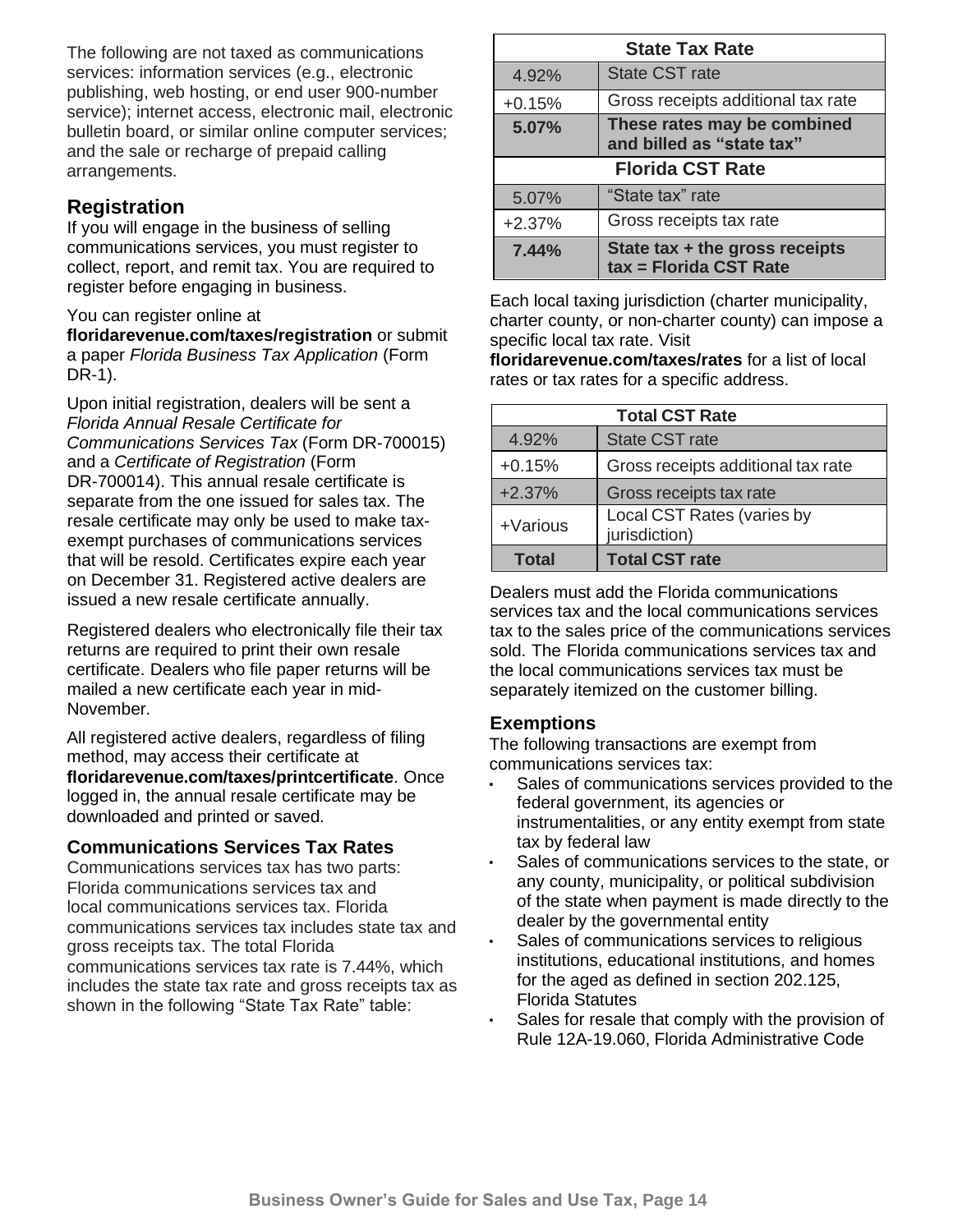The following are not taxed as communications services: information services (e.g., electronic publishing, web hosting, or end user 900-number service); internet access, electronic mail, electronic bulletin board, or similar online computer services; and the sale or recharge of prepaid calling arrangements.

## Registration

If you will engage in the business of selling communications services, you must register to collect, report, and remit tax. You are required to register before engaging in business.

You can register online at **floridarevenue.com/taxes/registration** or submit a paper *Florida Business Tax Application* (Form DR-1).

Upon initial registration, dealers will be sent a *Florida Annual Resale Certificate for Communications Services Tax* (Form DR-700015) and a *Certificate of Registration* (Form DR-700014). This annual resale certificate is separate from the one issued for sales tax. The resale certificate may only be used to make tax-exempt purchases of communications services that will be resold. Certificates expire each year on December 31. Registered active dealers are issued a new resale certificate annually.

Registered dealers who electronically file their tax returns are required to print their own resale certificate. Dealers who file paper returns will be mailed a new certificate each year in mid-November.

All registered active dealers, regardless of filing method, may access their certificate at **floridarevenue.com/taxes/printcertificate**. Once logged in, the annual resale certificate may be downloaded and printed or saved.

### Communications Services Tax Rates

Communications services tax has two parts: Florida communications services tax and local communications services tax. Florida communications services tax includes state tax and gross receipts tax. The total Florida communications services tax rate is 7.44%, which includes the state tax rate and gross receipts tax as shown in the following “State Tax Rate” table:

| State Tax Rate | |
|---|---|
| 4.92% | State CST rate |
| +0.15% | Gross receipts additional tax rate |
| **5.07%** | **These rates may be combined and billed as “state tax”** |
| **Florida CST Rate** | |
| 5.07% | “State tax” rate |
| +2.37% | Gross receipts tax rate |
| **7.44%** | **State tax + the gross receipts tax = Florida CST Rate** |

Each local taxing jurisdiction (charter municipality, charter county, or non-charter county) can impose a specific local tax rate. Visit **floridarevenue.com/taxes/rates** for a list of local rates or tax rates for a specific address.

| Total CST Rate | |
|---|---|
| 4.92% | State CST rate |
| +0.15% | Gross receipts additional tax rate |
| +2.37% | Gross receipts tax rate |
| +Various | Local CST Rates (varies by jurisdiction) |
| **Total** | **Total CST rate** |

Dealers must add the Florida communications services tax and the local communications services tax to the sales price of the communications services sold. The Florida communications services tax and the local communications services tax must be separately itemized on the customer billing.

### Exemptions

The following transactions are exempt from communications services tax:

- Sales of communications services provided to the federal government, its agencies or instrumentalities, or any entity exempt from state tax by federal law
- Sales of communications services to the state, or any county, municipality, or political subdivision of the state when payment is made directly to the dealer by the governmental entity
- Sales of communications services to religious institutions, educational institutions, and homes for the aged as defined in section 202.125, Florida Statutes
- Sales for resale that comply with the provision of Rule 12A-19.060, Florida Administrative Code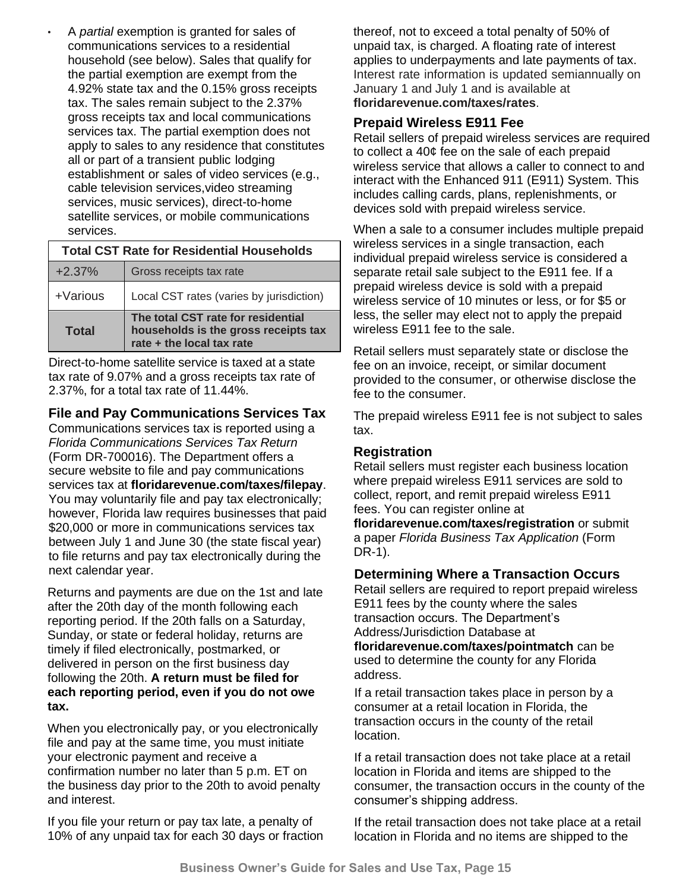- A *partial* exemption is granted for sales of communications services to a residential household (see below). Sales that qualify for the partial exemption are exempt from the 4.92% state tax and the 0.15% gross receipts tax. The sales remain subject to the 2.37% gross receipts tax and local communications services tax. The partial exemption does not apply to sales to any residence that constitutes all or part of a transient public lodging establishment or sales of video services (e.g., cable television services,video streaming services, music services), direct-to-home satellite services, or mobile communications services.

| Total CST Rate for Residential Households | |
|---|---|
| +2.37% | Gross receipts tax rate |
| +Various | Local CST rates (varies by jurisdiction) |
| **Total** | **The total CST rate for residential households is the gross receipts tax rate + the local tax rate** |

Direct-to-home satellite service is taxed at a state tax rate of 9.07% and a gross receipts tax rate of 2.37%, for a total tax rate of 11.44%.

### File and Pay Communications Services Tax

Communications services tax is reported using a *Florida Communications Services Tax Return* (Form DR-700016). The Department offers a secure website to file and pay communications services tax at **floridarevenue.com/taxes/filepay**. You may voluntarily file and pay tax electronically; however, Florida law requires businesses that paid $20,000 or more in communications services tax between July 1 and June 30 (the state fiscal year) to file returns and pay tax electronically during the next calendar year.

Returns and payments are due on the 1st and late after the 20th day of the month following each reporting period. If the 20th falls on a Saturday, Sunday, or state or federal holiday, returns are timely if filed electronically, postmarked, or delivered in person on the first business day following the 20th. **A return must be filed for each reporting period, even if you do not owe tax.**

When you electronically pay, or you electronically file and pay at the same time, you must initiate your electronic payment and receive a confirmation number no later than 5 p.m. ET on the business day prior to the 20th to avoid penalty and interest.

If you file your return or pay tax late, a penalty of 10% of any unpaid tax for each 30 days or fraction thereof, not to exceed a total penalty of 50% of unpaid tax, is charged. A floating rate of interest applies to underpayments and late payments of tax. Interest rate information is updated semiannually on January 1 and July 1 and is available at **floridarevenue.com/taxes/rates**.

### Prepaid Wireless E911 Fee

Retail sellers of prepaid wireless services are required to collect a 40¢ fee on the sale of each prepaid wireless service that allows a caller to connect to and interact with the Enhanced 911 (E911) System. This includes calling cards, plans, replenishments, or devices sold with prepaid wireless service.

When a sale to a consumer includes multiple prepaid wireless services in a single transaction, each individual prepaid wireless service is considered a separate retail sale subject to the E911 fee. If a prepaid wireless device is sold with a prepaid wireless service of 10 minutes or less, or for $5 or less, the seller may elect not to apply the prepaid wireless E911 fee to the sale.

Retail sellers must separately state or disclose the fee on an invoice, receipt, or similar document provided to the consumer, or otherwise disclose the fee to the consumer.

The prepaid wireless E911 fee is not subject to sales tax.

### Registration

Retail sellers must register each business location where prepaid wireless E911 services are sold to collect, report, and remit prepaid wireless E911 fees. You can register online at **floridarevenue.com/taxes/registration** or submit a paper *Florida Business Tax Application* (Form DR-1).

### Determining Where a Transaction Occurs

Retail sellers are required to report prepaid wireless E911 fees by the county where the sales transaction occurs. The Department's Address/Jurisdiction Database at **floridarevenue.com/taxes/pointmatch** can be used to determine the county for any Florida address.

If a retail transaction takes place in person by a consumer at a retail location in Florida, the transaction occurs in the county of the retail location.

If a retail transaction does not take place at a retail location in Florida and items are shipped to the consumer, the transaction occurs in the county of the consumer's shipping address.

If the retail transaction does not take place at a retail location in Florida and no items are shipped to the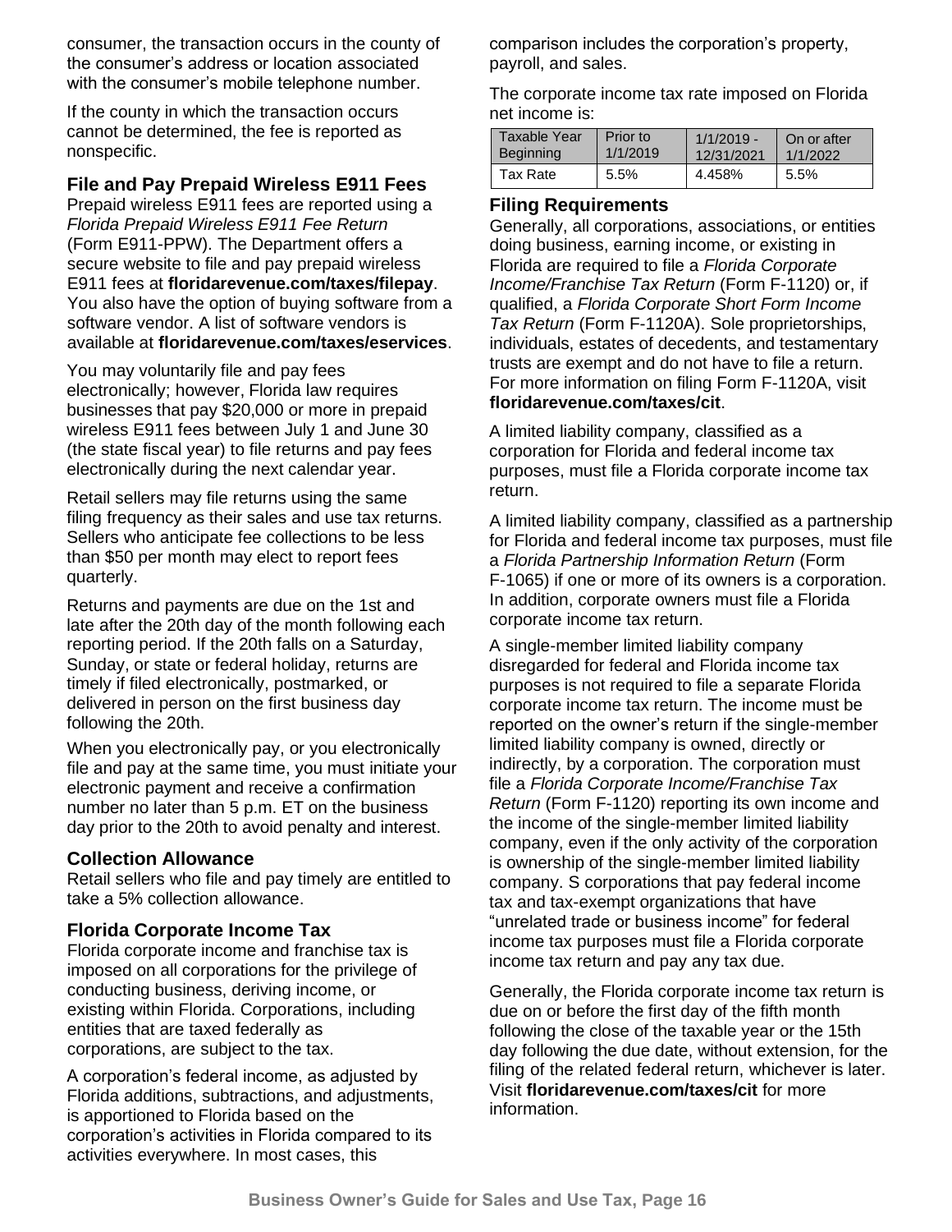consumer, the transaction occurs in the county of the consumer's address or location associated with the consumer's mobile telephone number.

If the county in which the transaction occurs cannot be determined, the fee is reported as nonspecific.

### File and Pay Prepaid Wireless E911 Fees

Prepaid wireless E911 fees are reported using a *Florida Prepaid Wireless E911 Fee Return* (Form E911-PPW). The Department offers a secure website to file and pay prepaid wireless E911 fees at **floridarevenue.com/taxes/filepay**. You also have the option of buying software from a software vendor. A list of software vendors is available at **floridarevenue.com/taxes/eservices**.

You may voluntarily file and pay fees electronically; however, Florida law requires businesses that pay $20,000 or more in prepaid wireless E911 fees between July 1 and June 30 (the state fiscal year) to file returns and pay fees electronically during the next calendar year.

Retail sellers may file returns using the same filing frequency as their sales and use tax returns. Sellers who anticipate fee collections to be less than $50 per month may elect to report fees quarterly.

Returns and payments are due on the 1st and late after the 20th day of the month following each reporting period. If the 20th falls on a Saturday, Sunday, or state or federal holiday, returns are timely if filed electronically, postmarked, or delivered in person on the first business day following the 20th.

When you electronically pay, or you electronically file and pay at the same time, you must initiate your electronic payment and receive a confirmation number no later than 5 p.m. ET on the business day prior to the 20th to avoid penalty and interest.

### Collection Allowance

Retail sellers who file and pay timely are entitled to take a 5% collection allowance.

### Florida Corporate Income Tax

Florida corporate income and franchise tax is imposed on all corporations for the privilege of conducting business, deriving income, or existing within Florida. Corporations, including entities that are taxed federally as corporations, are subject to the tax.

A corporation's federal income, as adjusted by Florida additions, subtractions, and adjustments, is apportioned to Florida based on the corporation's activities in Florida compared to its activities everywhere. In most cases, this comparison includes the corporation's property, payroll, and sales.

The corporate income tax rate imposed on Florida net income is:

| Taxable Year Beginning | Prior to 1/1/2019 | 1/1/2019 - 12/31/2021 | On or after 1/1/2022 |
|---|---|---|---|
| Tax Rate | 5.5% | 4.458% | 5.5% |

### Filing Requirements

Generally, all corporations, associations, or entities doing business, earning income, or existing in Florida are required to file a *Florida Corporate Income/Franchise Tax Return* (Form F-1120) or, if qualified, a *Florida Corporate Short Form Income Tax Return* (Form F-1120A). Sole proprietorships, individuals, estates of decedents, and testamentary trusts are exempt and do not have to file a return. For more information on filing Form F-1120A, visit **floridarevenue.com/taxes/cit**.

A limited liability company, classified as a corporation for Florida and federal income tax purposes, must file a Florida corporate income tax return.

A limited liability company, classified as a partnership for Florida and federal income tax purposes, must file a *Florida Partnership Information Return* (Form F-1065) if one or more of its owners is a corporation. In addition, corporate owners must file a Florida corporate income tax return.

A single-member limited liability company disregarded for federal and Florida income tax purposes is not required to file a separate Florida corporate income tax return. The income must be reported on the owner's return if the single-member limited liability company is owned, directly or indirectly, by a corporation. The corporation must file a *Florida Corporate Income/Franchise Tax Return* (Form F-1120) reporting its own income and the income of the single-member limited liability company, even if the only activity of the corporation is ownership of the single-member limited liability company. S corporations that pay federal income tax and tax-exempt organizations that have "unrelated trade or business income" for federal income tax purposes must file a Florida corporate income tax return and pay any tax due.

Generally, the Florida corporate income tax return is due on or before the first day of the fifth month following the close of the taxable year or the 15th day following the due date, without extension, for the filing of the related federal return, whichever is later. Visit **floridarevenue.com/taxes/cit** for more information.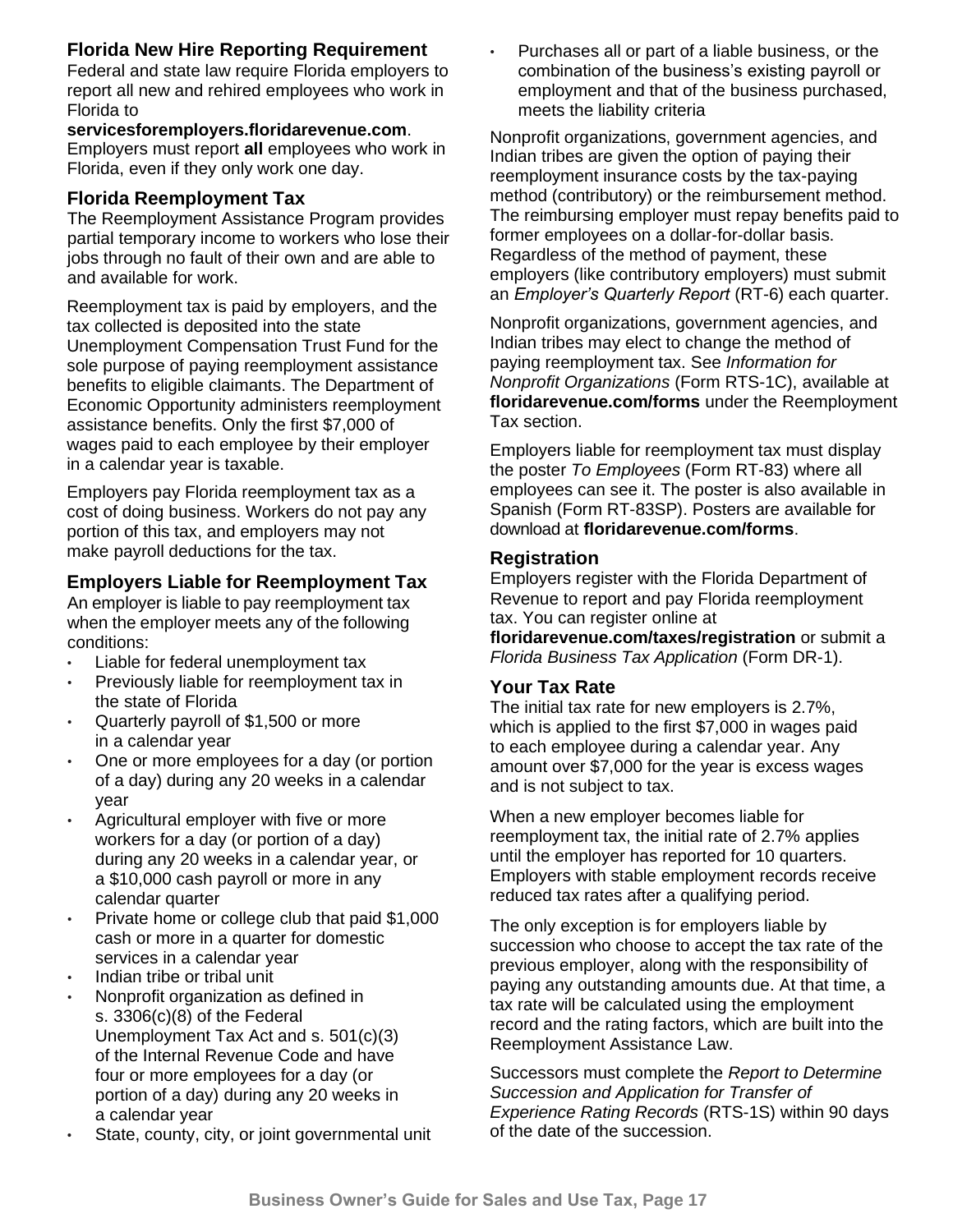## Florida New Hire Reporting Requirement

Federal and state law require Florida employers to report all new and rehired employees who work in Florida to **servicesforemployers.floridarevenue.com**. Employers must report **all** employees who work in Florida, even if they only work one day.

## Florida Reemployment Tax

The Reemployment Assistance Program provides partial temporary income to workers who lose their jobs through no fault of their own and are able to and available for work.

Reemployment tax is paid by employers, and the tax collected is deposited into the state Unemployment Compensation Trust Fund for the sole purpose of paying reemployment assistance benefits to eligible claimants. The Department of Economic Opportunity administers reemployment assistance benefits. Only the first $7,000 of wages paid to each employee by their employer in a calendar year is taxable.

Employers pay Florida reemployment tax as a cost of doing business. Workers do not pay any portion of this tax, and employers may not make payroll deductions for the tax.

## Employers Liable for Reemployment Tax

An employer is liable to pay reemployment tax when the employer meets any of the following conditions:

- Liable for federal unemployment tax
- Previously liable for reemployment tax in the state of Florida
- Quarterly payroll of $1,500 or more in a calendar year
- One or more employees for a day (or portion of a day) during any 20 weeks in a calendar year
- Agricultural employer with five or more workers for a day (or portion of a day) during any 20 weeks in a calendar year, or a $10,000 cash payroll or more in any calendar quarter
- Private home or college club that paid $1,000 cash or more in a quarter for domestic services in a calendar year
- Indian tribe or tribal unit
- Nonprofit organization as defined in s. 3306(c)(8) of the Federal Unemployment Tax Act and s. 501(c)(3) of the Internal Revenue Code and have four or more employees for a day (or portion of a day) during any 20 weeks in a calendar year
- State, county, city, or joint governmental unit
- Purchases all or part of a liable business, or the combination of the business's existing payroll or employment and that of the business purchased, meets the liability criteria

Nonprofit organizations, government agencies, and Indian tribes are given the option of paying their reemployment insurance costs by the tax-paying method (contributory) or the reimbursement method. The reimbursing employer must repay benefits paid to former employees on a dollar-for-dollar basis. Regardless of the method of payment, these employers (like contributory employers) must submit an *Employer's Quarterly Report* (RT-6) each quarter.

Nonprofit organizations, government agencies, and Indian tribes may elect to change the method of paying reemployment tax. See *Information for Nonprofit Organizations* (Form RTS-1C), available at **floridarevenue.com/forms** under the Reemployment Tax section.

Employers liable for reemployment tax must display the poster *To Employees* (Form RT-83) where all employees can see it. The poster is also available in Spanish (Form RT-83SP). Posters are available for download at **floridarevenue.com/forms**.

## Registration

Employers register with the Florida Department of Revenue to report and pay Florida reemployment tax. You can register online at **floridarevenue.com/taxes/registration** or submit a *Florida Business Tax Application* (Form DR-1).

## Your Tax Rate

The initial tax rate for new employers is 2.7%, which is applied to the first $7,000 in wages paid to each employee during a calendar year. Any amount over $7,000 for the year is excess wages and is not subject to tax.

When a new employer becomes liable for reemployment tax, the initial rate of 2.7% applies until the employer has reported for 10 quarters. Employers with stable employment records receive reduced tax rates after a qualifying period.

The only exception is for employers liable by succession who choose to accept the tax rate of the previous employer, along with the responsibility of paying any outstanding amounts due. At that time, a tax rate will be calculated using the employment record and the rating factors, which are built into the Reemployment Assistance Law.

Successors must complete the *Report to Determine Succession and Application for Transfer of Experience Rating Records* (RTS-1S) within 90 days of the date of the succession.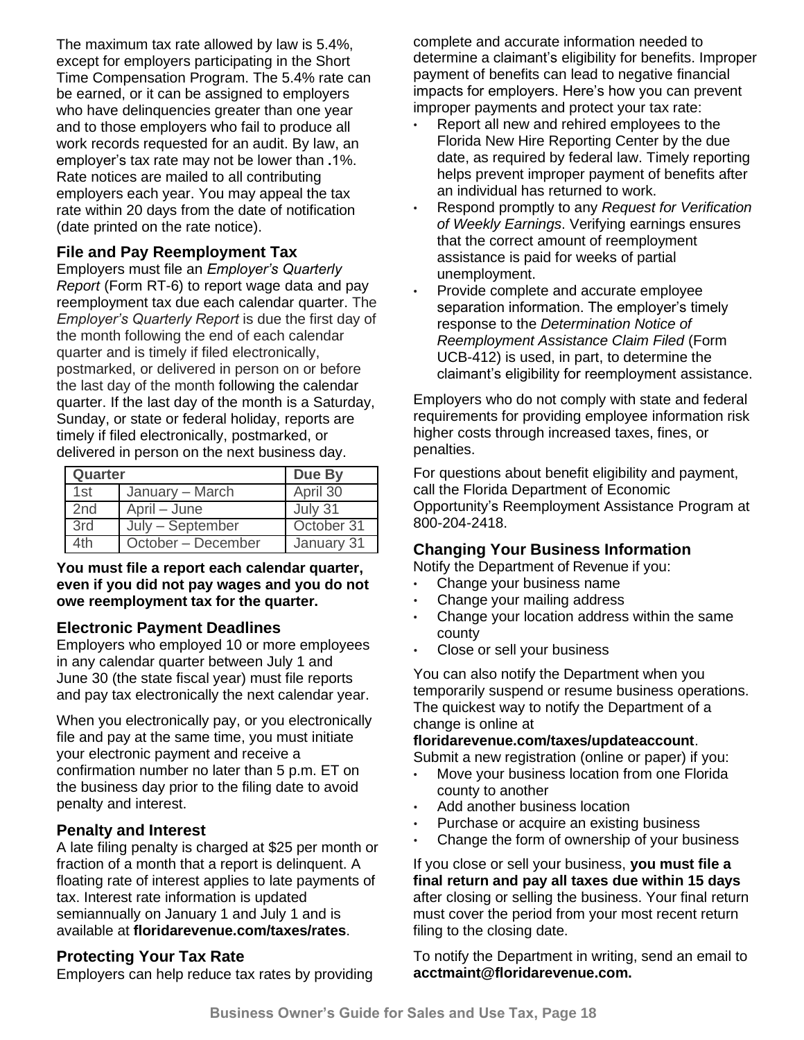The maximum tax rate allowed by law is 5.4%, except for employers participating in the Short Time Compensation Program. The 5.4% rate can be earned, or it can be assigned to employers who have delinquencies greater than one year and to those employers who fail to produce all work records requested for an audit. By law, an employer's tax rate may not be lower than .1%. Rate notices are mailed to all contributing employers each year. You may appeal the tax rate within 20 days from the date of notification (date printed on the rate notice).

### File and Pay Reemployment Tax

Employers must file an *Employer's Quarterly Report* (Form RT-6) to report wage data and pay reemployment tax due each calendar quarter. The *Employer's Quarterly Report* is due the first day of the month following the end of each calendar quarter and is timely if filed electronically, postmarked, or delivered in person on or before the last day of the month following the calendar quarter. If the last day of the month is a Saturday, Sunday, or state or federal holiday, reports are timely if filed electronically, postmarked, or delivered in person on the next business day.

| Quarter | | Due By |
|---|---|---|
| 1st | January – March | April 30 |
| 2nd | April – June | July 31 |
| 3rd | July – September | October 31 |
| 4th | October – December | January 31 |

**You must file a report each calendar quarter, even if you did not pay wages and you do not owe reemployment tax for the quarter.**

### Electronic Payment Deadlines

Employers who employed 10 or more employees in any calendar quarter between July 1 and June 30 (the state fiscal year) must file reports and pay tax electronically the next calendar year.

When you electronically pay, or you electronically file and pay at the same time, you must initiate your electronic payment and receive a confirmation number no later than 5 p.m. ET on the business day prior to the filing date to avoid penalty and interest.

### Penalty and Interest

A late filing penalty is charged at $25 per month or fraction of a month that a report is delinquent. A floating rate of interest applies to late payments of tax. Interest rate information is updated semiannually on January 1 and July 1 and is available at **floridarevenue.com/taxes/rates**.

### Protecting Your Tax Rate

Employers can help reduce tax rates by providing complete and accurate information needed to determine a claimant's eligibility for benefits. Improper payment of benefits can lead to negative financial impacts for employers. Here's how you can prevent improper payments and protect your tax rate:

- Report all new and rehired employees to the Florida New Hire Reporting Center by the due date, as required by federal law. Timely reporting helps prevent improper payment of benefits after an individual has returned to work.
- Respond promptly to any *Request for Verification of Weekly Earnings*. Verifying earnings ensures that the correct amount of reemployment assistance is paid for weeks of partial unemployment.
- Provide complete and accurate employee separation information. The employer's timely response to the *Determination Notice of Reemployment Assistance Claim Filed* (Form UCB-412) is used, in part, to determine the claimant's eligibility for reemployment assistance.

Employers who do not comply with state and federal requirements for providing employee information risk higher costs through increased taxes, fines, or penalties.

For questions about benefit eligibility and payment, call the Florida Department of Economic Opportunity's Reemployment Assistance Program at 800-204-2418.

## Changing Your Business Information

Notify the Department of Revenue if you:

- Change your business name
- Change your mailing address
- Change your location address within the same county
- Close or sell your business

You can also notify the Department when you temporarily suspend or resume business operations. The quickest way to notify the Department of a change is online at **floridarevenue.com/taxes/updateaccount**.

Submit a new registration (online or paper) if you:

- Move your business location from one Florida county to another
- Add another business location
- Purchase or acquire an existing business
- Change the form of ownership of your business

If you close or sell your business, **you must file a final return and pay all taxes due within 15 days** after closing or selling the business. Your final return must cover the period from your most recent return filing to the closing date.

To notify the Department in writing, send an email to **acctmaint@floridarevenue.com.**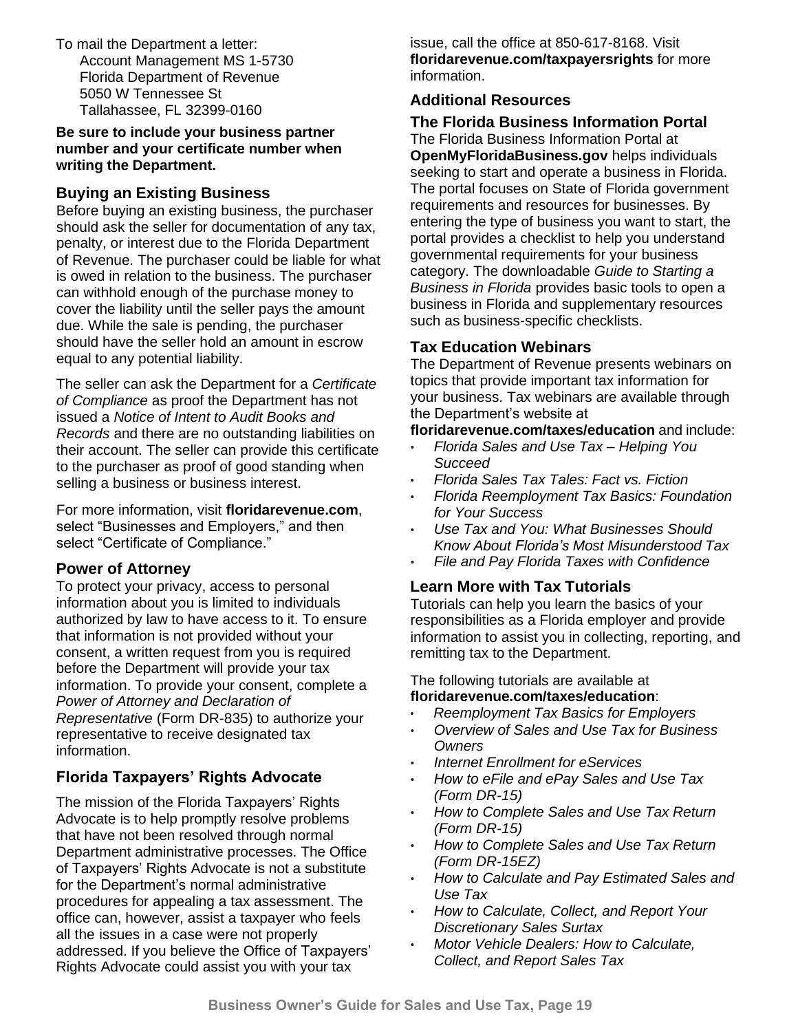To mail the Department a letter:

Account Management MS 1-5730
Florida Department of Revenue
5050 W Tennessee St
Tallahassee, FL 32399-0160

**Be sure to include your business partner number and your certificate number when writing the Department.**

### Buying an Existing Business

Before buying an existing business, the purchaser should ask the seller for documentation of any tax, penalty, or interest due to the Florida Department of Revenue. The purchaser could be liable for what is owed in relation to the business. The purchaser can withhold enough of the purchase money to cover the liability until the seller pays the amount due. While the sale is pending, the purchaser should have the seller hold an amount in escrow equal to any potential liability.

The seller can ask the Department for a *Certificate of Compliance* as proof the Department has not issued a *Notice of Intent to Audit Books and Records* and there are no outstanding liabilities on their account. The seller can provide this certificate to the purchaser as proof of good standing when selling a business or business interest.

For more information, visit **floridarevenue.com**, select "Businesses and Employers," and then select "Certificate of Compliance."

### Power of Attorney

To protect your privacy, access to personal information about you is limited to individuals authorized by law to have access to it. To ensure that information is not provided without your consent, a written request from you is required before the Department will provide your tax information. To provide your consent, complete a *Power of Attorney and Declaration of Representative* (Form DR-835) to authorize your representative to receive designated tax information.

### Florida Taxpayers' Rights Advocate

The mission of the Florida Taxpayers' Rights Advocate is to help promptly resolve problems that have not been resolved through normal Department administrative processes. The Office of Taxpayers' Rights Advocate is not a substitute for the Department's normal administrative procedures for appealing a tax assessment. The office can, however, assist a taxpayer who feels all the issues in a case were not properly addressed. If you believe the Office of Taxpayers' Rights Advocate could assist you with your tax issue, call the office at 850-617-8168. Visit **floridarevenue.com/taxpayersrights** for more information.

## Additional Resources

### The Florida Business Information Portal

The Florida Business Information Portal at **OpenMyFloridaBusiness.gov** helps individuals seeking to start and operate a business in Florida. The portal focuses on State of Florida government requirements and resources for businesses. By entering the type of business you want to start, the portal provides a checklist to help you understand governmental requirements for your business category. The downloadable *Guide to Starting a Business in Florida* provides basic tools to open a business in Florida and supplementary resources such as business-specific checklists.

### Tax Education Webinars

The Department of Revenue presents webinars on topics that provide important tax information for your business. Tax webinars are available through the Department's website at **floridarevenue.com/taxes/education** and include:

- *Florida Sales and Use Tax – Helping You Succeed*
- *Florida Sales Tax Tales: Fact vs. Fiction*
- *Florida Reemployment Tax Basics: Foundation for Your Success*
- *Use Tax and You: What Businesses Should Know About Florida's Most Misunderstood Tax*
- *File and Pay Florida Taxes with Confidence*

### Learn More with Tax Tutorials

Tutorials can help you learn the basics of your responsibilities as a Florida employer and provide information to assist you in collecting, reporting, and remitting tax to the Department.

The following tutorials are available at **floridarevenue.com/taxes/education**:

- *Reemployment Tax Basics for Employers*
- *Overview of Sales and Use Tax for Business Owners*
- *Internet Enrollment for eServices*
- *How to eFile and ePay Sales and Use Tax (Form DR-15)*
- *How to Complete Sales and Use Tax Return (Form DR-15)*
- *How to Complete Sales and Use Tax Return (Form DR-15EZ)*
- *How to Calculate and Pay Estimated Sales and Use Tax*
- *How to Calculate, Collect, and Report Your Discretionary Sales Surtax*
- *Motor Vehicle Dealers: How to Calculate, Collect, and Report Sales Tax*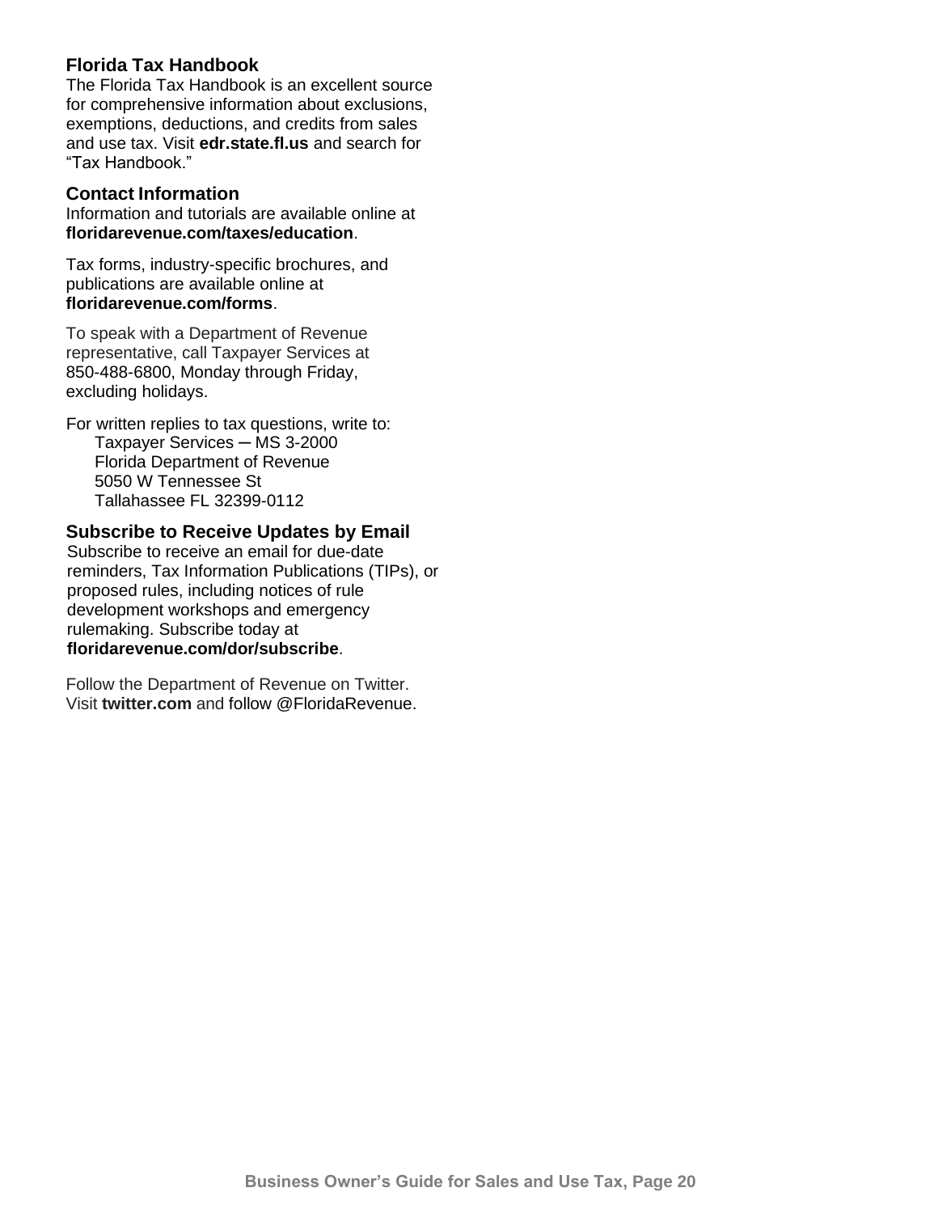## Florida Tax Handbook

The Florida Tax Handbook is an excellent source for comprehensive information about exclusions, exemptions, deductions, and credits from sales and use tax. Visit **edr.state.fl.us** and search for "Tax Handbook."

## Contact Information

Information and tutorials are available online at **floridarevenue.com/taxes/education**.

Tax forms, industry-specific brochures, and publications are available online at **floridarevenue.com/forms**.

To speak with a Department of Revenue representative, call Taxpayer Services at 850-488-6800, Monday through Friday, excluding holidays.

For written replies to tax questions, write to:

Taxpayer Services – MS 3-2000
Florida Department of Revenue
5050 W Tennessee St
Tallahassee FL 32399-0112

## Subscribe to Receive Updates by Email

Subscribe to receive an email for due-date reminders, Tax Information Publications (TIPs), or proposed rules, including notices of rule development workshops and emergency rulemaking. Subscribe today at **floridarevenue.com/dor/subscribe**.

Follow the Department of Revenue on Twitter. Visit **twitter.com** and follow @FloridaRevenue.